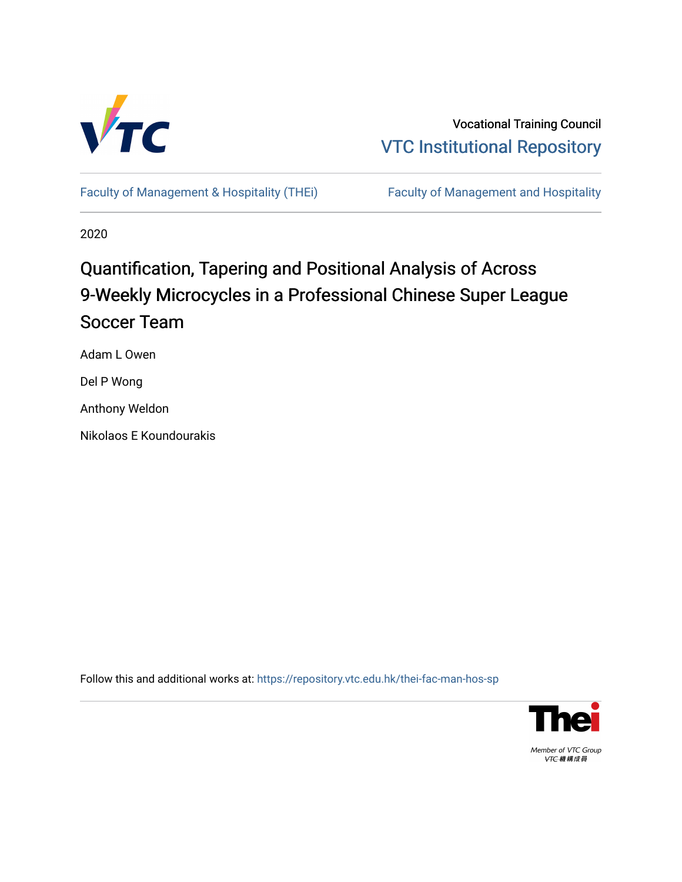Vocational Training Council

VTC Institutional Repository

Faculty of Management & Hospitality (THEi) | Faculty of Management and Hospitality

2020

# Quantification, Tapering and Positional Analysis of Across 9-Weekly Microcycles in a Professional Chinese Super League Soccer Team

Adam L Owen

Del P Wong

Anthony Weldon

Nikolaos E Koundourakis

Follow this and additional works at: https://repository.vtc.edu.hk/thei-fac-man-hos-sp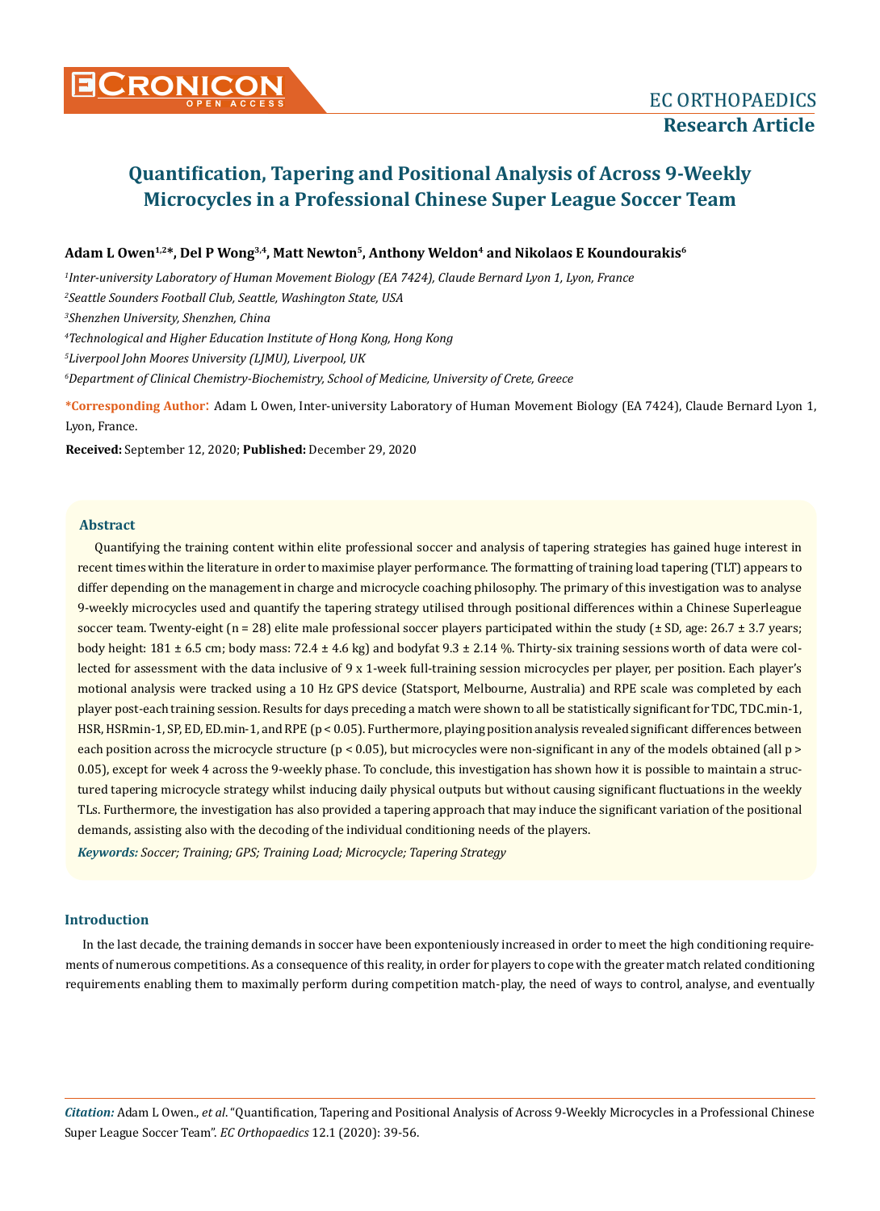# Quantification, Tapering and Positional Analysis of Across 9-Weekly Microcycles in a Professional Chinese Super League Soccer Team

**Adam L Owen[1,2]*, Del P Wong[3,4], Matt Newton[5], Anthony Weldon[4] and Nikolaos E Koundourakis[6]**

[1]*Inter-university Laboratory of Human Movement Biology (EA 7424), Claude Bernard Lyon 1, Lyon, France*

[2]*Seattle Sounders Football Club, Seattle, Washington State, USA*

[3]*Shenzhen University, Shenzhen, China*

[4]*Technological and Higher Education Institute of Hong Kong, Hong Kong*

[5]*Liverpool John Moores University (LJMU), Liverpool, UK*

[6]*Department of Clinical Chemistry-Biochemistry, School of Medicine, University of Crete, Greece*

**\*Corresponding Author:** Adam L Owen, Inter-university Laboratory of Human Movement Biology (EA 7424), Claude Bernard Lyon 1, Lyon, France.

**Received:** September 12, 2020; **Published:** December 29, 2020

## Abstract

Quantifying the training content within elite professional soccer and analysis of tapering strategies has gained huge interest in recent times within the literature in order to maximise player performance. The formatting of training load tapering (TLT) appears to differ depending on the management in charge and microcycle coaching philosophy. The primary of this investigation was to analyse 9-weekly microcycles used and quantify the tapering strategy utilised through positional differences within a Chinese Superleague soccer team. Twenty-eight (n = 28) elite male professional soccer players participated within the study (± SD, age: 26.7 ± 3.7 years; body height: 181 ± 6.5 cm; body mass: 72.4 ± 4.6 kg) and bodyfat 9.3 ± 2.14 %. Thirty-six training sessions worth of data were collected for assessment with the data inclusive of 9 x 1-week full-training session microcycles per player, per position. Each player's motional analysis were tracked using a 10 Hz GPS device (Statsport, Melbourne, Australia) and RPE scale was completed by each player post-each training session. Results for days preceding a match were shown to all be statistically significant for TDC, TDC.min-1, HSR, HSRmin-1, SP, ED, ED.min-1, and RPE ($p < 0.05$). Furthermore, playing position analysis revealed significant differences between each position across the microcycle structure ($p < 0.05$), but microcycles were non-significant in any of the models obtained (all $p > 0.05$), except for week 4 across the 9-weekly phase. To conclude, this investigation has shown how it is possible to maintain a structured tapering microcycle strategy whilst inducing daily physical outputs but without causing significant fluctuations in the weekly TLs. Furthermore, the investigation has also provided a tapering approach that may induce the significant variation of the positional demands, assisting also with the decoding of the individual conditioning needs of the players.

***Keywords:*** *Soccer; Training; GPS; Training Load; Microcycle; Tapering Strategy*

## Introduction

In the last decade, the training demands in soccer have been exponteniously increased in order to meet the high conditioning requirements of numerous competitions. As a consequence of this reality, in order for players to cope with the greater match related conditioning requirements enabling them to maximally perform during competition match-play, the need of ways to control, analyse, and eventually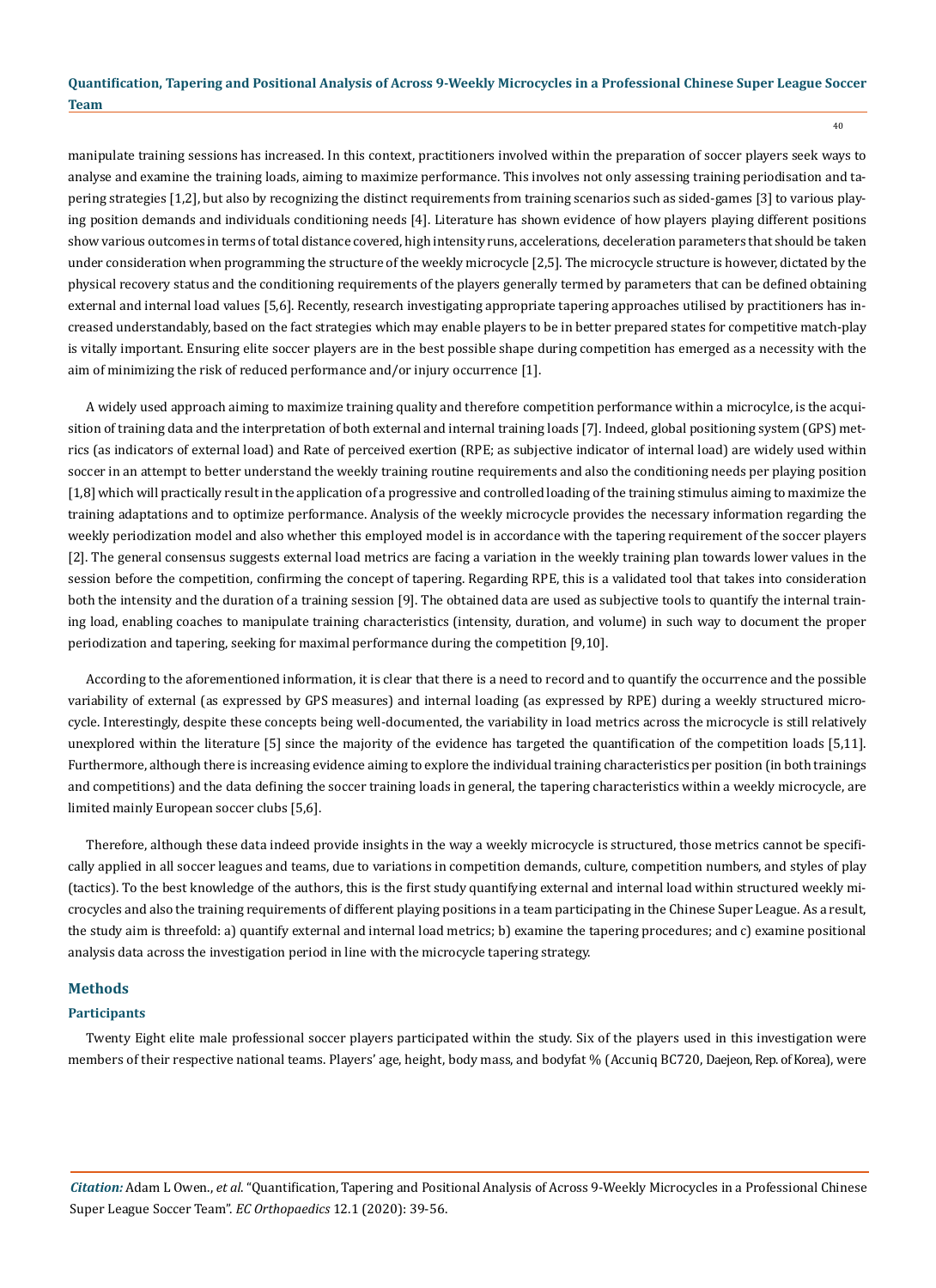manipulate training sessions has increased. In this context, practitioners involved within the preparation of soccer players seek ways to analyse and examine the training loads, aiming to maximize performance. This involves not only assessing training periodisation and tapering strategies [1,2], but also by recognizing the distinct requirements from training scenarios such as sided-games [3] to various playing position demands and individuals conditioning needs [4]. Literature has shown evidence of how players playing different positions show various outcomes in terms of total distance covered, high intensity runs, accelerations, deceleration parameters that should be taken under consideration when programming the structure of the weekly microcycle [2,5]. The microcycle structure is however, dictated by the physical recovery status and the conditioning requirements of the players generally termed by parameters that can be defined obtaining external and internal load values [5,6]. Recently, research investigating appropriate tapering approaches utilised by practitioners has increased understandably, based on the fact strategies which may enable players to be in better prepared states for competitive match-play is vitally important. Ensuring elite soccer players are in the best possible shape during competition has emerged as a necessity with the aim of minimizing the risk of reduced performance and/or injury occurrence [1].

A widely used approach aiming to maximize training quality and therefore competition performance within a microcylce, is the acquisition of training data and the interpretation of both external and internal training loads [7]. Indeed, global positioning system (GPS) metrics (as indicators of external load) and Rate of perceived exertion (RPE; as subjective indicator of internal load) are widely used within soccer in an attempt to better understand the weekly training routine requirements and also the conditioning needs per playing position [1,8] which will practically result in the application of a progressive and controlled loading of the training stimulus aiming to maximize the training adaptations and to optimize performance. Analysis of the weekly microcycle provides the necessary information regarding the weekly periodization model and also whether this employed model is in accordance with the tapering requirement of the soccer players [2]. The general consensus suggests external load metrics are facing a variation in the weekly training plan towards lower values in the session before the competition, confirming the concept of tapering. Regarding RPE, this is a validated tool that takes into consideration both the intensity and the duration of a training session [9]. The obtained data are used as subjective tools to quantify the internal training load, enabling coaches to manipulate training characteristics (intensity, duration, and volume) in such way to document the proper periodization and tapering, seeking for maximal performance during the competition [9,10].

According to the aforementioned information, it is clear that there is a need to record and to quantify the occurrence and the possible variability of external (as expressed by GPS measures) and internal loading (as expressed by RPE) during a weekly structured microcycle. Interestingly, despite these concepts being well-documented, the variability in load metrics across the microcycle is still relatively unexplored within the literature [5] since the majority of the evidence has targeted the quantification of the competition loads [5,11]. Furthermore, although there is increasing evidence aiming to explore the individual training characteristics per position (in both trainings and competitions) and the data defining the soccer training loads in general, the tapering characteristics within a weekly microcycle, are limited mainly European soccer clubs [5,6].

Therefore, although these data indeed provide insights in the way a weekly microcycle is structured, those metrics cannot be specifically applied in all soccer leagues and teams, due to variations in competition demands, culture, competition numbers, and styles of play (tactics). To the best knowledge of the authors, this is the first study quantifying external and internal load within structured weekly microcycles and also the training requirements of different playing positions in a team participating in the Chinese Super League. As a result, the study aim is threefold: a) quantify external and internal load metrics; b) examine the tapering procedures; and c) examine positional analysis data across the investigation period in line with the microcycle tapering strategy.

## Methods

### Participants

Twenty Eight elite male professional soccer players participated within the study. Six of the players used in this investigation were members of their respective national teams. Players' age, height, body mass, and bodyfat % (Accuniq BC720, Daejeon, Rep. of Korea), were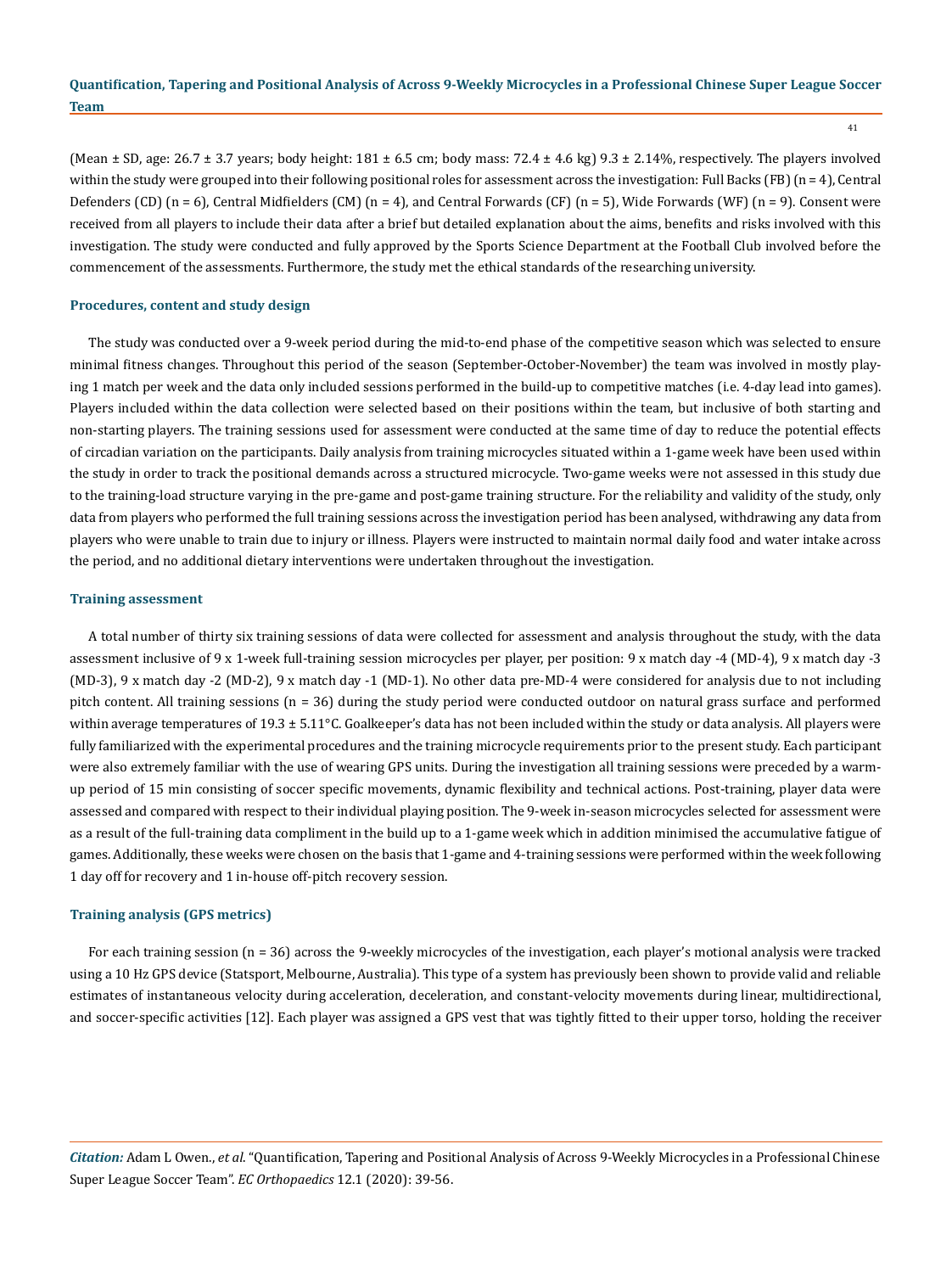(Mean ± SD, age: 26.7 ± 3.7 years; body height: 181 ± 6.5 cm; body mass: 72.4 ± 4.6 kg) 9.3 ± 2.14%, respectively. The players involved within the study were grouped into their following positional roles for assessment across the investigation: Full Backs (FB) (n = 4), Central Defenders (CD) (n = 6), Central Midfielders (CM) (n = 4), and Central Forwards (CF) (n = 5), Wide Forwards (WF) (n = 9). Consent were received from all players to include their data after a brief but detailed explanation about the aims, benefits and risks involved with this investigation. The study were conducted and fully approved by the Sports Science Department at the Football Club involved before the commencement of the assessments. Furthermore, the study met the ethical standards of the researching university.

### Procedures, content and study design

The study was conducted over a 9-week period during the mid-to-end phase of the competitive season which was selected to ensure minimal fitness changes. Throughout this period of the season (September-October-November) the team was involved in mostly playing 1 match per week and the data only included sessions performed in the build-up to competitive matches (i.e. 4-day lead into games). Players included within the data collection were selected based on their positions within the team, but inclusive of both starting and non-starting players. The training sessions used for assessment were conducted at the same time of day to reduce the potential effects of circadian variation on the participants. Daily analysis from training microcycles situated within a 1-game week have been used within the study in order to track the positional demands across a structured microcycle. Two-game weeks were not assessed in this study due to the training-load structure varying in the pre-game and post-game training structure. For the reliability and validity of the study, only data from players who performed the full training sessions across the investigation period has been analysed, withdrawing any data from players who were unable to train due to injury or illness. Players were instructed to maintain normal daily food and water intake across the period, and no additional dietary interventions were undertaken throughout the investigation.

### Training assessment

A total number of thirty six training sessions of data were collected for assessment and analysis throughout the study, with the data assessment inclusive of 9 x 1-week full-training session microcycles per player, per position: 9 x match day -4 (MD-4), 9 x match day -3 (MD-3), 9 x match day -2 (MD-2), 9 x match day -1 (MD-1). No other data pre-MD-4 were considered for analysis due to not including pitch content. All training sessions (n = 36) during the study period were conducted outdoor on natural grass surface and performed within average temperatures of 19.3 ± 5.11°C. Goalkeeper's data has not been included within the study or data analysis. All players were fully familiarized with the experimental procedures and the training microcycle requirements prior to the present study. Each participant were also extremely familiar with the use of wearing GPS units. During the investigation all training sessions were preceded by a warm-up period of 15 min consisting of soccer specific movements, dynamic flexibility and technical actions. Post-training, player data were assessed and compared with respect to their individual playing position. The 9-week in-season microcycles selected for assessment were as a result of the full-training data compliment in the build up to a 1-game week which in addition minimised the accumulative fatigue of games. Additionally, these weeks were chosen on the basis that 1-game and 4-training sessions were performed within the week following 1 day off for recovery and 1 in-house off-pitch recovery session.

### Training analysis (GPS metrics)

For each training session (n = 36) across the 9-weekly microcycles of the investigation, each player's motional analysis were tracked using a 10 Hz GPS device (Statsport, Melbourne, Australia). This type of a system has previously been shown to provide valid and reliable estimates of instantaneous velocity during acceleration, deceleration, and constant-velocity movements during linear, multidirectional, and soccer-specific activities [12]. Each player was assigned a GPS vest that was tightly fitted to their upper torso, holding the receiver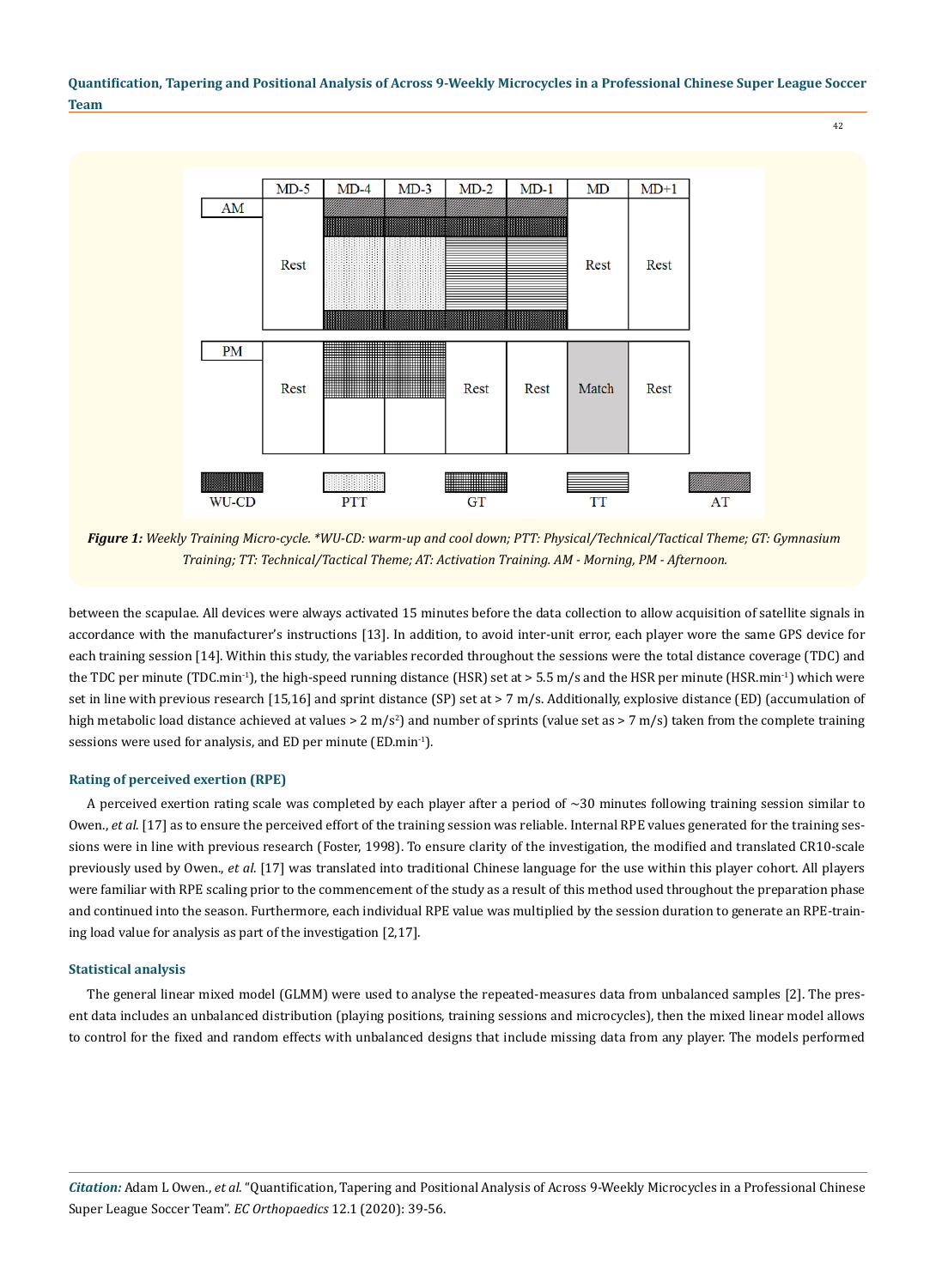| | MD-5 | MD-4 | MD-3 | MD-2 | MD-1 | MD | MD+1 |
|---|---|---|---|---|---|---|---|
| AM | Rest | AT / WU-CD / PTT / WU-CD | AT / WU-CD / PTT / WU-CD | AT / WU-CD / TT / WU-CD | AT / WU-CD / TT / WU-CD | Rest | Rest |
| PM | Rest | GT | GT | Rest | Rest | Match | Rest |

WU-CD PTT GT TT AT

***Figure 1:*** *Weekly Training Micro-cycle. \*WU-CD: warm-up and cool down; PTT: Physical/Technical/Tactical Theme; GT: Gymnasium Training; TT: Technical/Tactical Theme; AT: Activation Training. AM - Morning, PM - Afternoon.*

between the scapulae. All devices were always activated 15 minutes before the data collection to allow acquisition of satellite signals in accordance with the manufacturer's instructions [13]. In addition, to avoid inter-unit error, each player wore the same GPS device for each training session [14]. Within this study, the variables recorded throughout the sessions were the total distance coverage (TDC) and the TDC per minute (TDC.min$^{-1}$), the high-speed running distance (HSR) set at > 5.5 m/s and the HSR per minute (HSR.min$^{-1}$) which were set in line with previous research [15,16] and sprint distance (SP) set at > 7 m/s. Additionally, explosive distance (ED) (accumulation of high metabolic load distance achieved at values > 2 m/s$^2$) and number of sprints (value set as > 7 m/s) taken from the complete training sessions were used for analysis, and ED per minute (ED.min$^{-1}$).

### Rating of perceived exertion (RPE)

A perceived exertion rating scale was completed by each player after a period of ~30 minutes following training session similar to Owen., *et al.* [17] as to ensure the perceived effort of the training session was reliable. Internal RPE values generated for the training sessions were in line with previous research (Foster, 1998). To ensure clarity of the investigation, the modified and translated CR10-scale previously used by Owen., *et al.* [17] was translated into traditional Chinese language for the use within this player cohort. All players were familiar with RPE scaling prior to the commencement of the study as a result of this method used throughout the preparation phase and continued into the season. Furthermore, each individual RPE value was multiplied by the session duration to generate an RPE-training load value for analysis as part of the investigation [2,17].

### Statistical analysis

The general linear mixed model (GLMM) were used to analyse the repeated-measures data from unbalanced samples [2]. The present data includes an unbalanced distribution (playing positions, training sessions and microcycles), then the mixed linear model allows to control for the fixed and random effects with unbalanced designs that include missing data from any player. The models performed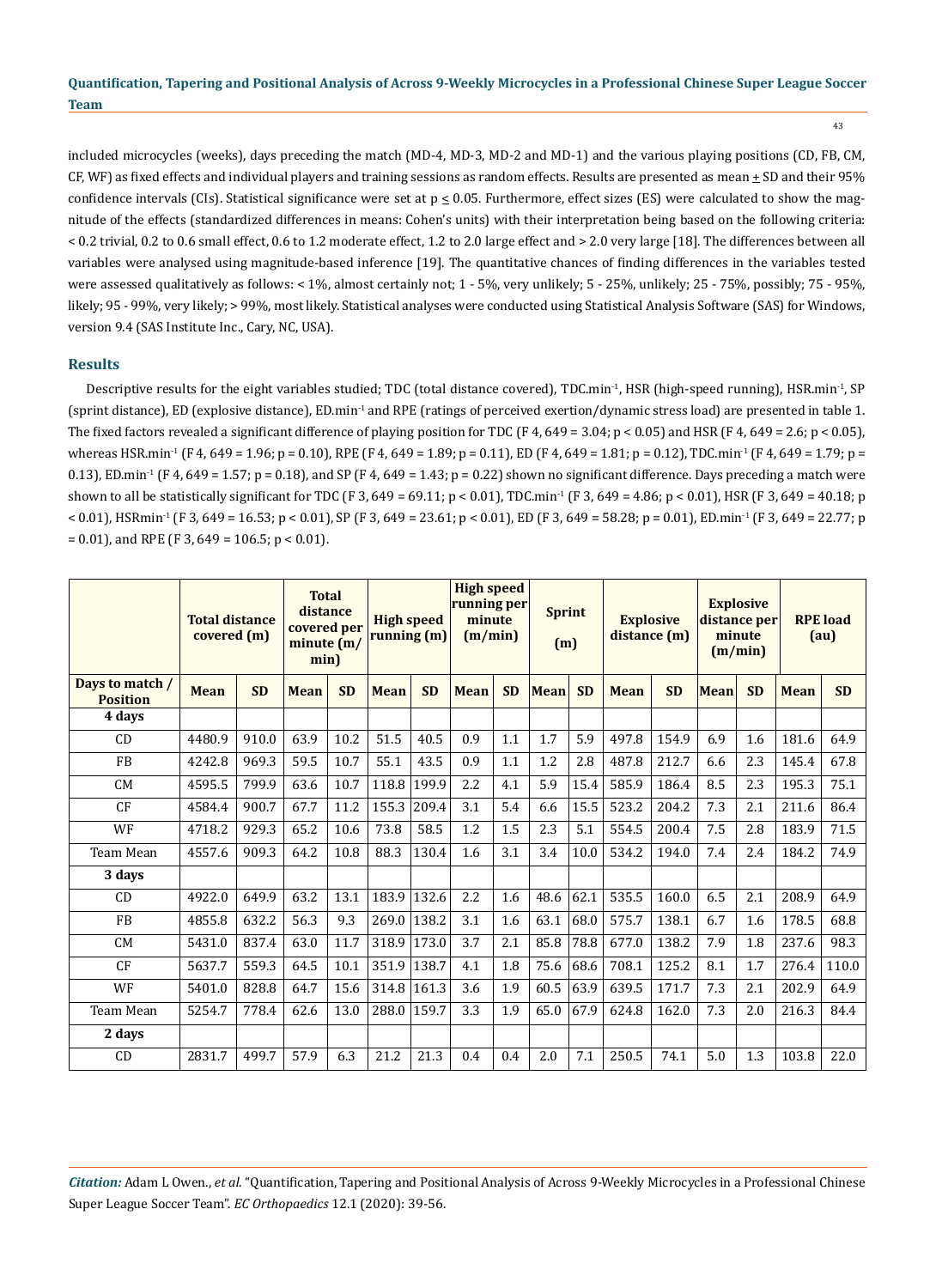included microcycles (weeks), days preceding the match (MD-4, MD-3, MD-2 and MD-1) and the various playing positions (CD, FB, CM, CF, WF) as fixed effects and individual players and training sessions as random effects. Results are presented as mean ± SD and their 95% confidence intervals (CIs). Statistical significance were set at $p \leq 0.05$. Furthermore, effect sizes (ES) were calculated to show the magnitude of the effects (standardized differences in means: Cohen's units) with their interpretation being based on the following criteria: < 0.2 trivial, 0.2 to 0.6 small effect, 0.6 to 1.2 moderate effect, 1.2 to 2.0 large effect and > 2.0 very large [18]. The differences between all variables were analysed using magnitude-based inference [19]. The quantitative chances of finding differences in the variables tested were assessed qualitatively as follows: < 1%, almost certainly not; 1 - 5%, very unlikely; 5 - 25%, unlikely; 25 - 75%, possibly; 75 - 95%, likely; 95 - 99%, very likely; > 99%, most likely. Statistical analyses were conducted using Statistical Analysis Software (SAS) for Windows, version 9.4 (SAS Institute Inc., Cary, NC, USA).

## Results

Descriptive results for the eight variables studied; TDC (total distance covered), TDC.min$^{-1}$, HSR (high-speed running), HSR.min$^{-1}$, SP (sprint distance), ED (explosive distance), ED.min$^{-1}$ and RPE (ratings of perceived exertion/dynamic stress load) are presented in table 1. The fixed factors revealed a significant difference of playing position for TDC ($F_{4, 649} = 3.04$; $p < 0.05$) and HSR ($F_{4, 649} = 2.6$; $p < 0.05$), whereas HSR.min$^{-1}$ ($F_{4, 649} = 1.96$; $p = 0.10$), RPE ($F_{4, 649} = 1.89$; $p = 0.11$), ED ($F_{4, 649} = 1.81$; $p = 0.12$), TDC.min$^{-1}$ ($F_{4, 649} = 1.79$; $p = 0.13$), ED.min$^{-1}$ ($F_{4, 649} = 1.57$; $p = 0.18$), and SP ($F_{4, 649} = 1.43$; $p = 0.22$) shown no significant difference. Days preceding a match were shown to all be statistically significant for TDC ($F_{3, 649} = 69.11$; $p < 0.01$), TDC.min$^{-1}$ ($F_{3, 649} = 4.86$; $p < 0.01$), HSR ($F_{3, 649} = 40.18$; $p < 0.01$), HSRmin$^{-1}$ ($F_{3, 649} = 16.53$; $p < 0.01$), SP ($F_{3, 649} = 23.61$; $p < 0.01$), ED ($F_{3, 649} = 58.28$; $p = 0.01$), ED.min$^{-1}$ ($F_{3, 649} = 22.77$; $p = 0.01$), and RPE ($F_{3, 649} = 106.5$; $p < 0.01$).

| | Total distance covered (m) | | Total distance covered per minute (m/min) | | High speed running (m) | | High speed running per minute (m/min) | | Sprint (m) | | Explosive distance (m) | | Explosive distance per minute (m/min) | | RPE load (au) | |
|---|---|---|---|---|---|---|---|---|---|---|---|---|---|---|---|---|
| **Days to match / Position** | **Mean** | **SD** | **Mean** | **SD** | **Mean** | **SD** | **Mean** | **SD** | **Mean** | **SD** | **Mean** | **SD** | **Mean** | **SD** | **Mean** | **SD** |
| **4 days** | | | | | | | | | | | | | | | | |
| CD | 4480.9 | 910.0 | 63.9 | 10.2 | 51.5 | 40.5 | 0.9 | 1.1 | 1.7 | 5.9 | 497.8 | 154.9 | 6.9 | 1.6 | 181.6 | 64.9 |
| FB | 4242.8 | 969.3 | 59.5 | 10.7 | 55.1 | 43.5 | 0.9 | 1.1 | 1.2 | 2.8 | 487.8 | 212.7 | 6.6 | 2.3 | 145.4 | 67.8 |
| CM | 4595.5 | 799.9 | 63.6 | 10.7 | 118.8 | 199.9 | 2.2 | 4.1 | 5.9 | 15.4 | 585.9 | 186.4 | 8.5 | 2.3 | 195.3 | 75.1 |
| CF | 4584.4 | 900.7 | 67.7 | 11.2 | 155.3 | 209.4 | 3.1 | 5.4 | 6.6 | 15.5 | 523.2 | 204.2 | 7.3 | 2.1 | 211.6 | 86.4 |
| WF | 4718.2 | 929.3 | 65.2 | 10.6 | 73.8 | 58.5 | 1.2 | 1.5 | 2.3 | 5.1 | 554.5 | 200.4 | 7.5 | 2.8 | 183.9 | 71.5 |
| Team Mean | 4557.6 | 909.3 | 64.2 | 10.8 | 88.3 | 130.4 | 1.6 | 3.1 | 3.4 | 10.0 | 534.2 | 194.0 | 7.4 | 2.4 | 184.2 | 74.9 |
| **3 days** | | | | | | | | | | | | | | | | |
| CD | 4922.0 | 649.9 | 63.2 | 13.1 | 183.9 | 132.6 | 2.2 | 1.6 | 48.6 | 62.1 | 535.5 | 160.0 | 6.5 | 2.1 | 208.9 | 64.9 |
| FB | 4855.8 | 632.2 | 56.3 | 9.3 | 269.0 | 138.2 | 3.1 | 1.6 | 63.1 | 68.0 | 575.7 | 138.1 | 6.7 | 1.6 | 178.5 | 68.8 |
| CM | 5431.0 | 837.4 | 63.0 | 11.7 | 318.9 | 173.0 | 3.7 | 2.1 | 85.8 | 78.8 | 677.0 | 138.2 | 7.9 | 1.8 | 237.6 | 98.3 |
| CF | 5637.7 | 559.3 | 64.5 | 10.1 | 351.9 | 138.7 | 4.1 | 1.8 | 75.6 | 68.6 | 708.1 | 125.2 | 8.1 | 1.7 | 276.4 | 110.0 |
| WF | 5401.0 | 828.8 | 64.7 | 15.6 | 314.8 | 161.3 | 3.6 | 1.9 | 60.5 | 63.9 | 639.5 | 171.7 | 7.3 | 2.1 | 202.9 | 64.9 |
| Team Mean | 5254.7 | 778.4 | 62.6 | 13.0 | 288.0 | 159.7 | 3.3 | 1.9 | 65.0 | 67.9 | 624.8 | 162.0 | 7.3 | 2.0 | 216.3 | 84.4 |
| **2 days** | | | | | | | | | | | | | | | | |
| CD | 2831.7 | 499.7 | 57.9 | 6.3 | 21.2 | 21.3 | 0.4 | 0.4 | 2.0 | 7.1 | 250.5 | 74.1 | 5.0 | 1.3 | 103.8 | 22.0 |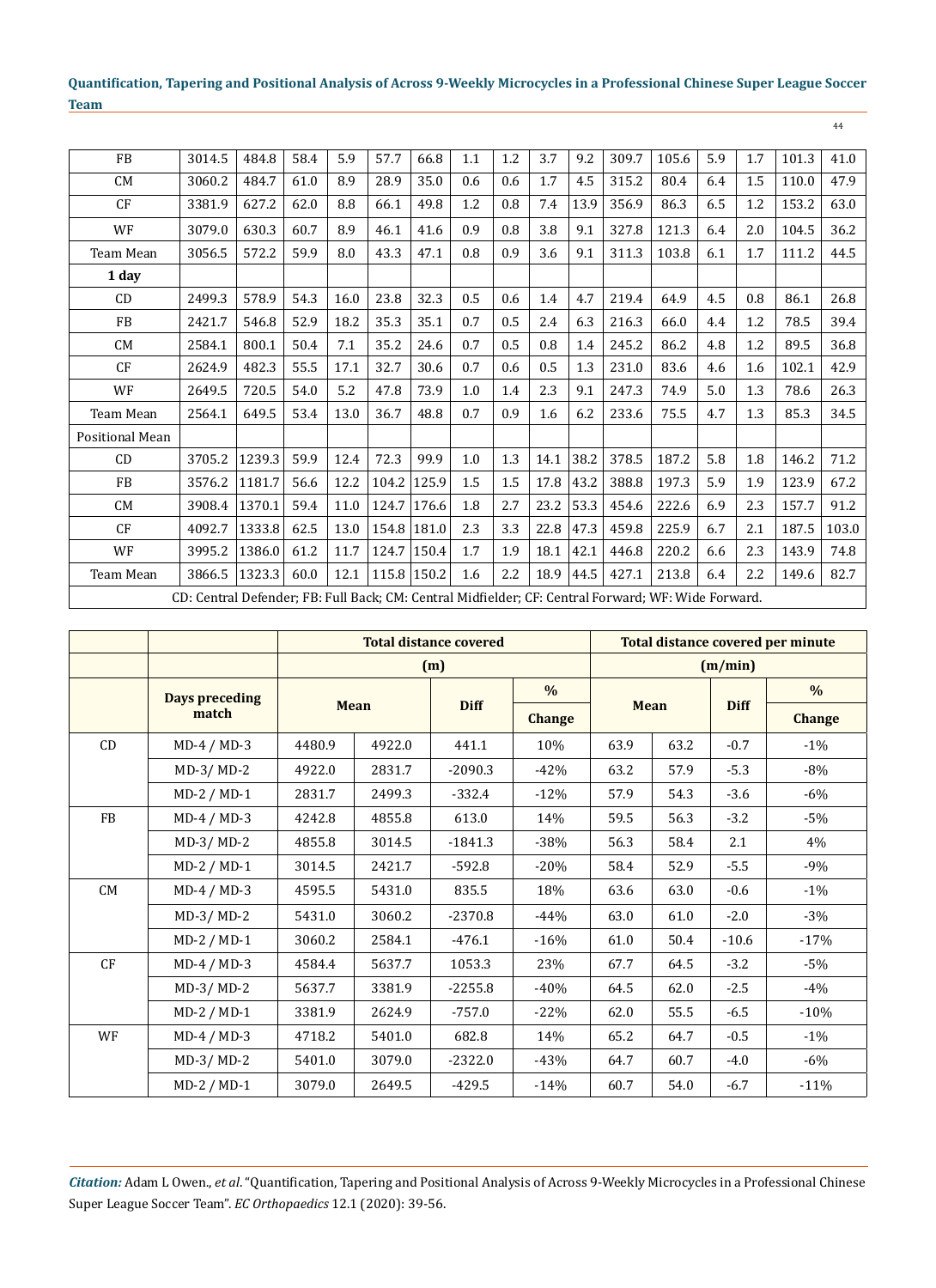| | | | | | | | | | | | | | | | | |
|---|---|---|---|---|---|---|---|---|---|---|---|---|---|---|---|---|
| FB | 3014.5 | 484.8 | 58.4 | 5.9 | 57.7 | 66.8 | 1.1 | 1.2 | 3.7 | 9.2 | 309.7 | 105.6 | 5.9 | 1.7 | 101.3 | 41.0 |
| CM | 3060.2 | 484.7 | 61.0 | 8.9 | 28.9 | 35.0 | 0.6 | 0.6 | 1.7 | 4.5 | 315.2 | 80.4 | 6.4 | 1.5 | 110.0 | 47.9 |
| CF | 3381.9 | 627.2 | 62.0 | 8.8 | 66.1 | 49.8 | 1.2 | 0.8 | 7.4 | 13.9 | 356.9 | 86.3 | 6.5 | 1.2 | 153.2 | 63.0 |
| WF | 3079.0 | 630.3 | 60.7 | 8.9 | 46.1 | 41.6 | 0.9 | 0.8 | 3.8 | 9.1 | 327.8 | 121.3 | 6.4 | 2.0 | 104.5 | 36.2 |
| Team Mean | 3056.5 | 572.2 | 59.9 | 8.0 | 43.3 | 47.1 | 0.8 | 0.9 | 3.6 | 9.1 | 311.3 | 103.8 | 6.1 | 1.7 | 111.2 | 44.5 |
| **1 day** | | | | | | | | | | | | | | | | |
| CD | 2499.3 | 578.9 | 54.3 | 16.0 | 23.8 | 32.3 | 0.5 | 0.6 | 1.4 | 4.7 | 219.4 | 64.9 | 4.5 | 0.8 | 86.1 | 26.8 |
| FB | 2421.7 | 546.8 | 52.9 | 18.2 | 35.3 | 35.1 | 0.7 | 0.5 | 2.4 | 6.3 | 216.3 | 66.0 | 4.4 | 1.2 | 78.5 | 39.4 |
| CM | 2584.1 | 800.1 | 50.4 | 7.1 | 35.2 | 24.6 | 0.7 | 0.5 | 0.8 | 1.4 | 245.2 | 86.2 | 4.8 | 1.2 | 89.5 | 36.8 |
| CF | 2624.9 | 482.3 | 55.5 | 17.1 | 32.7 | 30.6 | 0.7 | 0.6 | 0.5 | 1.3 | 231.0 | 83.6 | 4.6 | 1.6 | 102.1 | 42.9 |
| WF | 2649.5 | 720.5 | 54.0 | 5.2 | 47.8 | 73.9 | 1.0 | 1.4 | 2.3 | 9.1 | 247.3 | 74.9 | 5.0 | 1.3 | 78.6 | 26.3 |
| Team Mean | 2564.1 | 649.5 | 53.4 | 13.0 | 36.7 | 48.8 | 0.7 | 0.9 | 1.6 | 6.2 | 233.6 | 75.5 | 4.7 | 1.3 | 85.3 | 34.5 |
| Positional Mean | | | | | | | | | | | | | | | | |
| CD | 3705.2 | 1239.3 | 59.9 | 12.4 | 72.3 | 99.9 | 1.0 | 1.3 | 14.1 | 38.2 | 378.5 | 187.2 | 5.8 | 1.8 | 146.2 | 71.2 |
| FB | 3576.2 | 1181.7 | 56.6 | 12.2 | 104.2 | 125.9 | 1.5 | 1.5 | 17.8 | 43.2 | 388.8 | 197.3 | 5.9 | 1.9 | 123.9 | 67.2 |
| CM | 3908.4 | 1370.1 | 59.4 | 11.0 | 124.7 | 176.6 | 1.8 | 2.7 | 23.2 | 53.3 | 454.6 | 222.6 | 6.9 | 2.3 | 157.7 | 91.2 |
| CF | 4092.7 | 1333.8 | 62.5 | 13.0 | 154.8 | 181.0 | 2.3 | 3.3 | 22.8 | 47.3 | 459.8 | 225.9 | 6.7 | 2.1 | 187.5 | 103.0 |
| WF | 3995.2 | 1386.0 | 61.2 | 11.7 | 124.7 | 150.4 | 1.7 | 1.9 | 18.1 | 42.1 | 446.8 | 220.2 | 6.6 | 2.3 | 143.9 | 74.8 |
| Team Mean | 3866.5 | 1323.3 | 60.0 | 12.1 | 115.8 | 150.2 | 1.6 | 2.2 | 18.9 | 44.5 | 427.1 | 213.8 | 6.4 | 2.2 | 149.6 | 82.7 |

CD: Central Defender; FB: Full Back; CM: Central Midfielder; CF: Central Forward; WF: Wide Forward.

| | | Total distance covered (m) | | | | Total distance covered per minute (m/min) | | | |
|---|---|---|---|---|---|---|---|---|---|
| | Days preceding match | Mean | | Diff | % Change | Mean | | Diff | % Change |
| CD | MD-4 / MD-3 | 4480.9 | 4922.0 | 441.1 | 10% | 63.9 | 63.2 | -0.7 | -1% |
| | MD-3/ MD-2 | 4922.0 | 2831.7 | -2090.3 | -42% | 63.2 | 57.9 | -5.3 | -8% |
| | MD-2 / MD-1 | 2831.7 | 2499.3 | -332.4 | -12% | 57.9 | 54.3 | -3.6 | -6% |
| FB | MD-4 / MD-3 | 4242.8 | 4855.8 | 613.0 | 14% | 59.5 | 56.3 | -3.2 | -5% |
| | MD-3/ MD-2 | 4855.8 | 3014.5 | -1841.3 | -38% | 56.3 | 58.4 | 2.1 | 4% |
| | MD-2 / MD-1 | 3014.5 | 2421.7 | -592.8 | -20% | 58.4 | 52.9 | -5.5 | -9% |
| CM | MD-4 / MD-3 | 4595.5 | 5431.0 | 835.5 | 18% | 63.6 | 63.0 | -0.6 | -1% |
| | MD-3/ MD-2 | 5431.0 | 3060.2 | -2370.8 | -44% | 63.0 | 61.0 | -2.0 | -3% |
| | MD-2 / MD-1 | 3060.2 | 2584.1 | -476.1 | -16% | 61.0 | 50.4 | -10.6 | -17% |
| CF | MD-4 / MD-3 | 4584.4 | 5637.7 | 1053.3 | 23% | 67.7 | 64.5 | -3.2 | -5% |
| | MD-3/ MD-2 | 5637.7 | 3381.9 | -2255.8 | -40% | 64.5 | 62.0 | -2.5 | -4% |
| | MD-2 / MD-1 | 3381.9 | 2624.9 | -757.0 | -22% | 62.0 | 55.5 | -6.5 | -10% |
| WF | MD-4 / MD-3 | 4718.2 | 5401.0 | 682.8 | 14% | 65.2 | 64.7 | -0.5 | -1% |
| | MD-3/ MD-2 | 5401.0 | 3079.0 | -2322.0 | -43% | 64.7 | 60.7 | -4.0 | -6% |
| | MD-2 / MD-1 | 3079.0 | 2649.5 | -429.5 | -14% | 60.7 | 54.0 | -6.7 | -11% |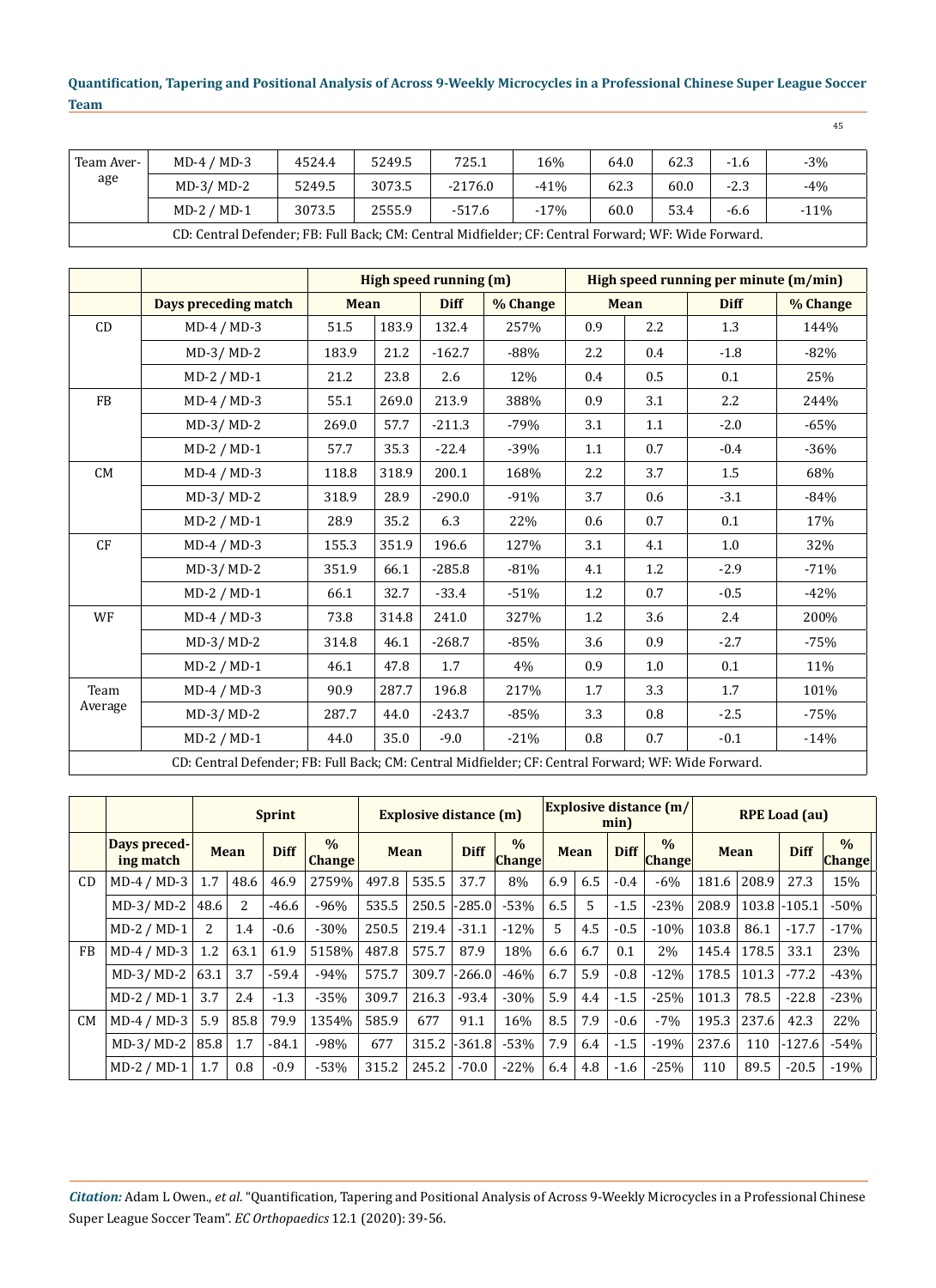| Team Average | MD-4 / MD-3 | 4524.4 | 5249.5 | 725.1 | 16% | 64.0 | 62.3 | -1.6 | -3% |
|---|---|---|---|---|---|---|---|---|---|
| | MD-3/ MD-2 | 5249.5 | 3073.5 | -2176.0 | -41% | 62.3 | 60.0 | -2.3 | -4% |
| | MD-2 / MD-1 | 3073.5 | 2555.9 | -517.6 | -17% | 60.0 | 53.4 | -6.6 | -11% |
| CD: Central Defender; FB: Full Back; CM: Central Midfielder; CF: Central Forward; WF: Wide Forward. | | | | | | | | | |

| | | High speed running (m) | | | | High speed running per minute (m/min) | | | |
|---|---|---|---|---|---|---|---|---|---|
| | Days preceding match | Mean | | Diff | % Change | Mean | | Diff | % Change |
| CD | MD-4 / MD-3 | 51.5 | 183.9 | 132.4 | 257% | 0.9 | 2.2 | 1.3 | 144% |
| | MD-3/ MD-2 | 183.9 | 21.2 | -162.7 | -88% | 2.2 | 0.4 | -1.8 | -82% |
| | MD-2 / MD-1 | 21.2 | 23.8 | 2.6 | 12% | 0.4 | 0.5 | 0.1 | 25% |
| FB | MD-4 / MD-3 | 55.1 | 269.0 | 213.9 | 388% | 0.9 | 3.1 | 2.2 | 244% |
| | MD-3/ MD-2 | 269.0 | 57.7 | -211.3 | -79% | 3.1 | 1.1 | -2.0 | -65% |
| | MD-2 / MD-1 | 57.7 | 35.3 | -22.4 | -39% | 1.1 | 0.7 | -0.4 | -36% |
| CM | MD-4 / MD-3 | 118.8 | 318.9 | 200.1 | 168% | 2.2 | 3.7 | 1.5 | 68% |
| | MD-3/ MD-2 | 318.9 | 28.9 | -290.0 | -91% | 3.7 | 0.6 | -3.1 | -84% |
| | MD-2 / MD-1 | 28.9 | 35.2 | 6.3 | 22% | 0.6 | 0.7 | 0.1 | 17% |
| CF | MD-4 / MD-3 | 155.3 | 351.9 | 196.6 | 127% | 3.1 | 4.1 | 1.0 | 32% |
| | MD-3/ MD-2 | 351.9 | 66.1 | -285.8 | -81% | 4.1 | 1.2 | -2.9 | -71% |
| | MD-2 / MD-1 | 66.1 | 32.7 | -33.4 | -51% | 1.2 | 0.7 | -0.5 | -42% |
| WF | MD-4 / MD-3 | 73.8 | 314.8 | 241.0 | 327% | 1.2 | 3.6 | 2.4 | 200% |
| | MD-3/ MD-2 | 314.8 | 46.1 | -268.7 | -85% | 3.6 | 0.9 | -2.7 | -75% |
| | MD-2 / MD-1 | 46.1 | 47.8 | 1.7 | 4% | 0.9 | 1.0 | 0.1 | 11% |
| Team Average | MD-4 / MD-3 | 90.9 | 287.7 | 196.8 | 217% | 1.7 | 3.3 | 1.7 | 101% |
| | MD-3/ MD-2 | 287.7 | 44.0 | -243.7 | -85% | 3.3 | 0.8 | -2.5 | -75% |
| | MD-2 / MD-1 | 44.0 | 35.0 | -9.0 | -21% | 0.8 | 0.7 | -0.1 | -14% |
| CD: Central Defender; FB: Full Back; CM: Central Midfielder; CF: Central Forward; WF: Wide Forward. | | | | | | | | | |

| | | Sprint | | | | Explosive distance (m) | | | | Explosive distance (m/min) | | | | RPE Load (au) | | | |
|---|---|---|---|---|---|---|---|---|---|---|---|---|---|---|---|---|---|
| | Days preceding match | Mean | | Diff | % Change | Mean | | Diff | % Change | Mean | | Diff | % Change | Mean | | Diff | % Change |
| CD | MD-4 / MD-3 | 1.7 | 48.6 | 46.9 | 2759% | 497.8 | 535.5 | 37.7 | 8% | 6.9 | 6.5 | -0.4 | -6% | 181.6 | 208.9 | 27.3 | 15% |
| | MD-3/ MD-2 | 48.6 | 2 | -46.6 | -96% | 535.5 | 250.5 | -285.0 | -53% | 6.5 | 5 | -1.5 | -23% | 208.9 | 103.8 | -105.1 | -50% |
| | MD-2 / MD-1 | 2 | 1.4 | -0.6 | -30% | 250.5 | 219.4 | -31.1 | -12% | 5 | 4.5 | -0.5 | -10% | 103.8 | 86.1 | -17.7 | -17% |
| FB | MD-4 / MD-3 | 1.2 | 63.1 | 61.9 | 5158% | 487.8 | 575.7 | 87.9 | 18% | 6.6 | 6.7 | 0.1 | 2% | 145.4 | 178.5 | 33.1 | 23% |
| | MD-3/ MD-2 | 63.1 | 3.7 | -59.4 | -94% | 575.7 | 309.7 | -266.0 | -46% | 6.7 | 5.9 | -0.8 | -12% | 178.5 | 101.3 | -77.2 | -43% |
| | MD-2 / MD-1 | 3.7 | 2.4 | -1.3 | -35% | 309.7 | 216.3 | -93.4 | -30% | 5.9 | 4.4 | -1.5 | -25% | 101.3 | 78.5 | -22.8 | -23% |
| CM | MD-4 / MD-3 | 5.9 | 85.8 | 79.9 | 1354% | 585.9 | 677 | 91.1 | 16% | 8.5 | 7.9 | -0.6 | -7% | 195.3 | 237.6 | 42.3 | 22% |
| | MD-3/ MD-2 | 85.8 | 1.7 | -84.1 | -98% | 677 | 315.2 | -361.8 | -53% | 7.9 | 6.4 | -1.5 | -19% | 237.6 | 110 | -127.6 | -54% |
| | MD-2 / MD-1 | 1.7 | 0.8 | -0.9 | -53% | 315.2 | 245.2 | -70.0 | -22% | 6.4 | 4.8 | -1.6 | -25% | 110 | 89.5 | -20.5 | -19% |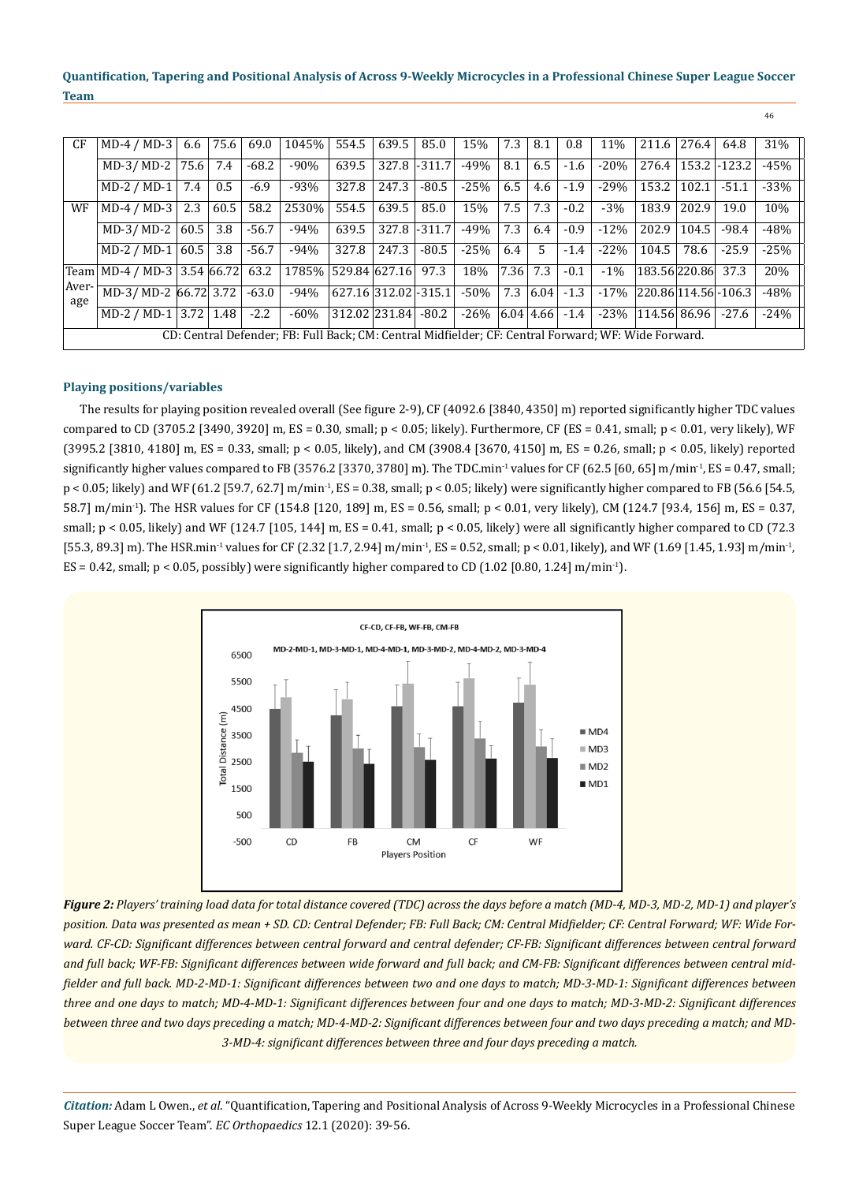| CF | MD-4 / MD-3 | 6.6 | 75.6 | 69.0 | 1045% | 554.5 | 639.5 | 85.0 | 15% | 7.3 | 8.1 | 0.8 | 11% | 211.6 | 276.4 | 64.8 | 31% |
|---|---|---|---|---|---|---|---|---|---|---|---|---|---|---|---|---|---|
| | MD-3/ MD-2 | 75.6 | 7.4 | -68.2 | -90% | 639.5 | 327.8 | -311.7 | -49% | 8.1 | 6.5 | -1.6 | -20% | 276.4 | 153.2 | -123.2 | -45% |
| | MD-2 / MD-1 | 7.4 | 0.5 | -6.9 | -93% | 327.8 | 247.3 | -80.5 | -25% | 6.5 | 4.6 | -1.9 | -29% | 153.2 | 102.1 | -51.1 | -33% |
| WF | MD-4 / MD-3 | 2.3 | 60.5 | 58.2 | 2530% | 554.5 | 639.5 | 85.0 | 15% | 7.5 | 7.3 | -0.2 | -3% | 183.9 | 202.9 | 19.0 | 10% |
| | MD-3/ MD-2 | 60.5 | 3.8 | -56.7 | -94% | 639.5 | 327.8 | -311.7 | -49% | 7.3 | 6.4 | -0.9 | -12% | 202.9 | 104.5 | -98.4 | -48% |
| | MD-2 / MD-1 | 60.5 | 3.8 | -56.7 | -94% | 327.8 | 247.3 | -80.5 | -25% | 6.4 | 5 | -1.4 | -22% | 104.5 | 78.6 | -25.9 | -25% |
| Team Average | MD-4 / MD-3 | 3.54 | 66.72 | 63.2 | 1785% | 529.84 | 627.16 | 97.3 | 18% | 7.36 | 7.3 | -0.1 | -1% | 183.56 | 220.86 | 37.3 | 20% |
| | MD-3/ MD-2 | 66.72 | 3.72 | -63.0 | -94% | 627.16 | 312.02 | -315.1 | -50% | 7.3 | 6.04 | -1.3 | -17% | 220.86 | 114.56 | -106.3 | -48% |
| | MD-2 / MD-1 | 3.72 | 1.48 | -2.2 | -60% | 312.02 | 231.84 | -80.2 | -26% | 6.04 | 4.66 | -1.4 | -23% | 114.56 | 86.96 | -27.6 | -24% |

CD: Central Defender; FB: Full Back; CM: Central Midfielder; CF: Central Forward; WF: Wide Forward.

### Playing positions/variables

The results for playing position revealed overall (See figure 2-9), CF (4092.6 [3840, 4350] m) reported significantly higher TDC values compared to CD (3705.2 [3490, 3920] m, ES = 0.30, small; $p < 0.05$; likely). Furthermore, CF (ES = 0.41, small; $p < 0.01$, very likely), WF (3995.2 [3810, 4180] m, ES = 0.33, small; $p < 0.05$, likely), and CM (3908.4 [3670, 4150] m, ES = 0.26, small; $p < 0.05$, likely) reported significantly higher values compared to FB (3576.2 [3370, 3780] m). The TDC.min$^{-1}$ values for CF (62.5 [60, 65] m/min$^{-1}$, ES = 0.47, small; $p < 0.05$; likely) and WF (61.2 [59.7, 62.7] m/min$^{-1}$, ES = 0.38, small; $p < 0.05$; likely) were significantly higher compared to FB (56.6 [54.5, 58.7] m/min$^{-1}$). The HSR values for CF (154.8 [120, 189] m, ES = 0.56, small; $p < 0.01$, very likely), CM (124.7 [93.4, 156] m, ES = 0.37, small; $p < 0.05$, likely) and WF (124.7 [105, 144] m, ES = 0.41, small; $p < 0.05$, likely) were all significantly higher compared to CD (72.3 [55.3, 89.3] m). The HSR.min$^{-1}$ values for CF (2.32 [1.7, 2.94] m/min$^{-1}$, ES = 0.52, small; $p < 0.01$, likely), and WF (1.69 [1.45, 1.93] m/min$^{-1}$, ES = 0.42, small; $p < 0.05$, possibly) were significantly higher compared to CD (1.02 [0.80, 1.24] m/min$^{-1}$).

*Figure 2: Players' training load data for total distance covered (TDC) across the days before a match (MD-4, MD-3, MD-2, MD-1) and player's position. Data was presented as mean + SD. CD: Central Defender; FB: Full Back; CM: Central Midfielder; CF: Central Forward; WF: Wide Forward. CF-CD: Significant differences between central forward and central defender; CF-FB: Significant differences between central forward and full back; WF-FB: Significant differences between wide forward and full back; and CM-FB: Significant differences between central midfielder and full back. MD-2-MD-1: Significant differences between two and one days to match; MD-3-MD-1: Significant differences between three and one days to match; MD-4-MD-1: Significant differences between four and one days to match; MD-3-MD-2: Significant differences between three and two days preceding a match; MD-4-MD-2: Significant differences between four and two days preceding a match; and MD-3-MD-4: significant differences between three and four days preceding a match.*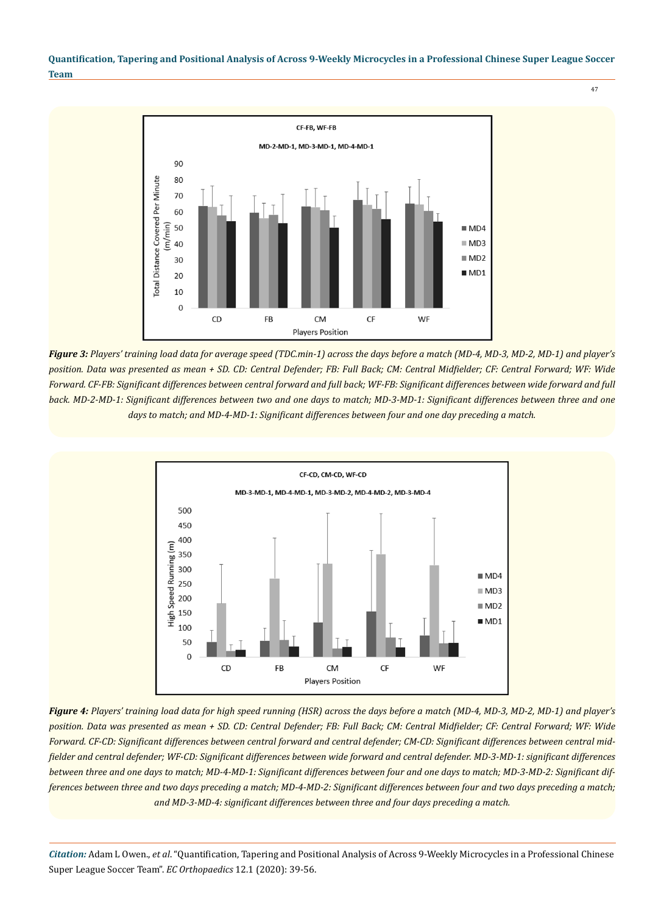**Figure 3:** *Players' training load data for average speed (TDC.min-1) across the days before a match (MD-4, MD-3, MD-2, MD-1) and player's position. Data was presented as mean + SD. CD: Central Defender; FB: Full Back; CM: Central Midfielder; CF: Central Forward; WF: Wide Forward. CF-FB: Significant differences between central forward and full back; WF-FB: Significant differences between wide forward and full back. MD-2-MD-1: Significant differences between two and one days to match; MD-3-MD-1: Significant differences between three and one days to match; and MD-4-MD-1: Significant differences between four and one day preceding a match.*

**Figure 4:** *Players' training load data for high speed running (HSR) across the days before a match (MD-4, MD-3, MD-2, MD-1) and player's position. Data was presented as mean + SD. CD: Central Defender; FB: Full Back; CM: Central Midfielder; CF: Central Forward; WF: Wide Forward. CF-CD: Significant differences between central forward and central defender; CM-CD: Significant differences between central midfielder and central defender; WF-CD: Significant differences between wide forward and central defender. MD-3-MD-1: significant differences between three and one days to match; MD-4-MD-1: Significant differences between four and one days to match; MD-3-MD-2: Significant differences between three and two days preceding a match; MD-4-MD-2: Significant differences between four and two days preceding a match; and MD-3-MD-4: significant differences between three and four days preceding a match.*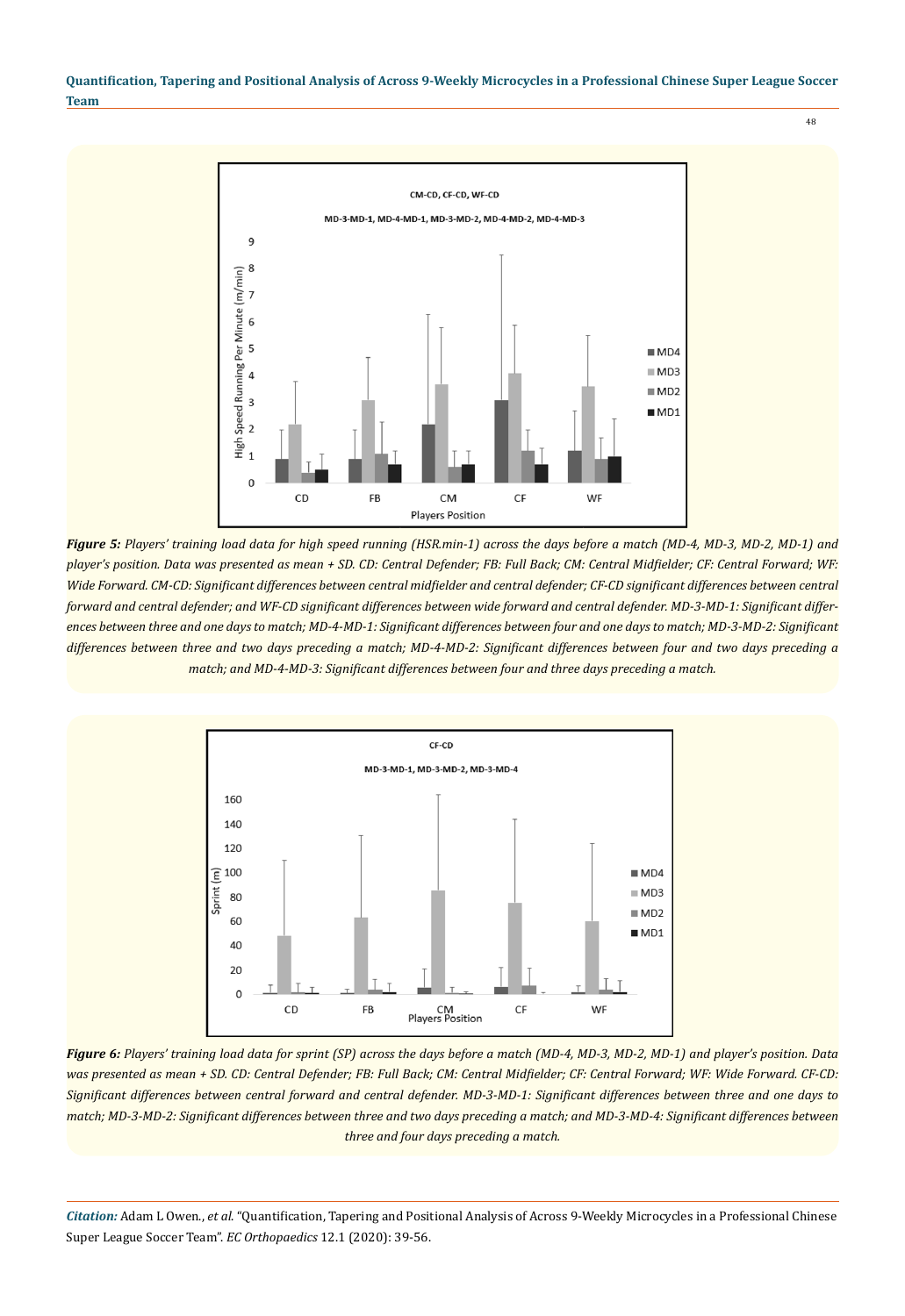**Figure 5:** *Players' training load data for high speed running (HSR.min-1) across the days before a match (MD-4, MD-3, MD-2, MD-1) and player's position. Data was presented as mean + SD. CD: Central Defender; FB: Full Back; CM: Central Midfielder; CF: Central Forward; WF: Wide Forward. CM-CD: Significant differences between central midfielder and central defender; CF-CD significant differences between central forward and central defender; and WF-CD significant differences between wide forward and central defender. MD-3-MD-1: Significant differences between three and one days to match; MD-4-MD-1: Significant differences between four and one days to match; MD-3-MD-2: Significant differences between three and two days preceding a match; MD-4-MD-2: Significant differences between four and two days preceding a match; and MD-4-MD-3: Significant differences between four and three days preceding a match.*

**Figure 6:** *Players' training load data for sprint (SP) across the days before a match (MD-4, MD-3, MD-2, MD-1) and player's position. Data was presented as mean + SD. CD: Central Defender; FB: Full Back; CM: Central Midfielder; CF: Central Forward; WF: Wide Forward. CF-CD: Significant differences between central forward and central defender. MD-3-MD-1: Significant differences between three and one days to match; MD-3-MD-2: Significant differences between three and two days preceding a match; and MD-3-MD-4: Significant differences between three and four days preceding a match.*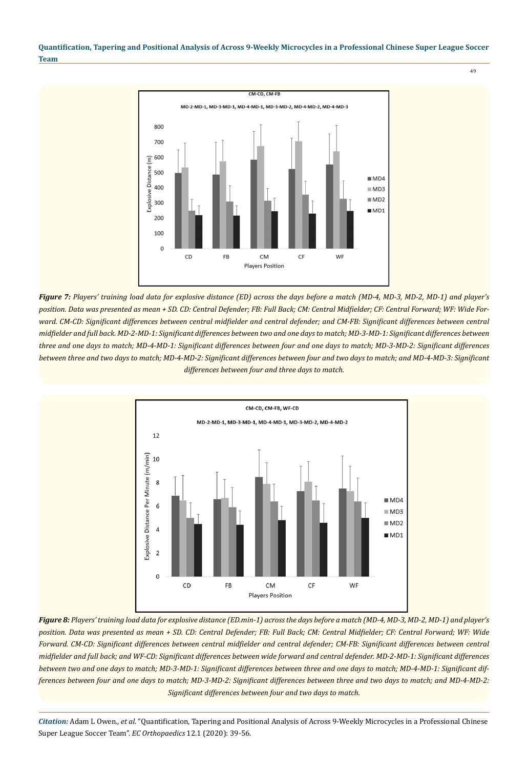*Figure 7: Players' training load data for explosive distance (ED) across the days before a match (MD-4, MD-3, MD-2, MD-1) and player's position. Data was presented as mean + SD. CD: Central Defender; FB: Full Back; CM: Central Midfielder; CF: Central Forward; WF: Wide Forward. CM-CD: Significant differences between central midfielder and central defender; and CM-FB: Significant differences between central midfielder and full back. MD-2-MD-1: Significant differences between two and one days to match; MD-3-MD-1: Significant differences between three and one days to match; MD-4-MD-1: Significant differences between four and one days to match; MD-3-MD-2: Significant differences between three and two days to match; MD-4-MD-2: Significant differences between four and two days to match; and MD-4-MD-3: Significant differences between four and three days to match.*

*Figure 8: Players' training load data for explosive distance (ED.min-1) across the days before a match (MD-4, MD-3, MD-2, MD-1) and player's position. Data was presented as mean + SD. CD: Central Defender; FB: Full Back; CM: Central Midfielder; CF: Central Forward; WF: Wide Forward. CM-CD: Significant differences between central midfielder and central defender; CM-FB: Significant differences between central midfielder and full back; and WF-CD: Significant differences between wide forward and central defender. MD-2-MD-1: Significant differences between two and one days to match; MD-3-MD-1: Significant differences between three and one days to match; MD-4-MD-1: Significant differences between four and one days to match; MD-3-MD-2: Significant differences between three and two days to match; and MD-4-MD-2: Significant differences between four and two days to match.*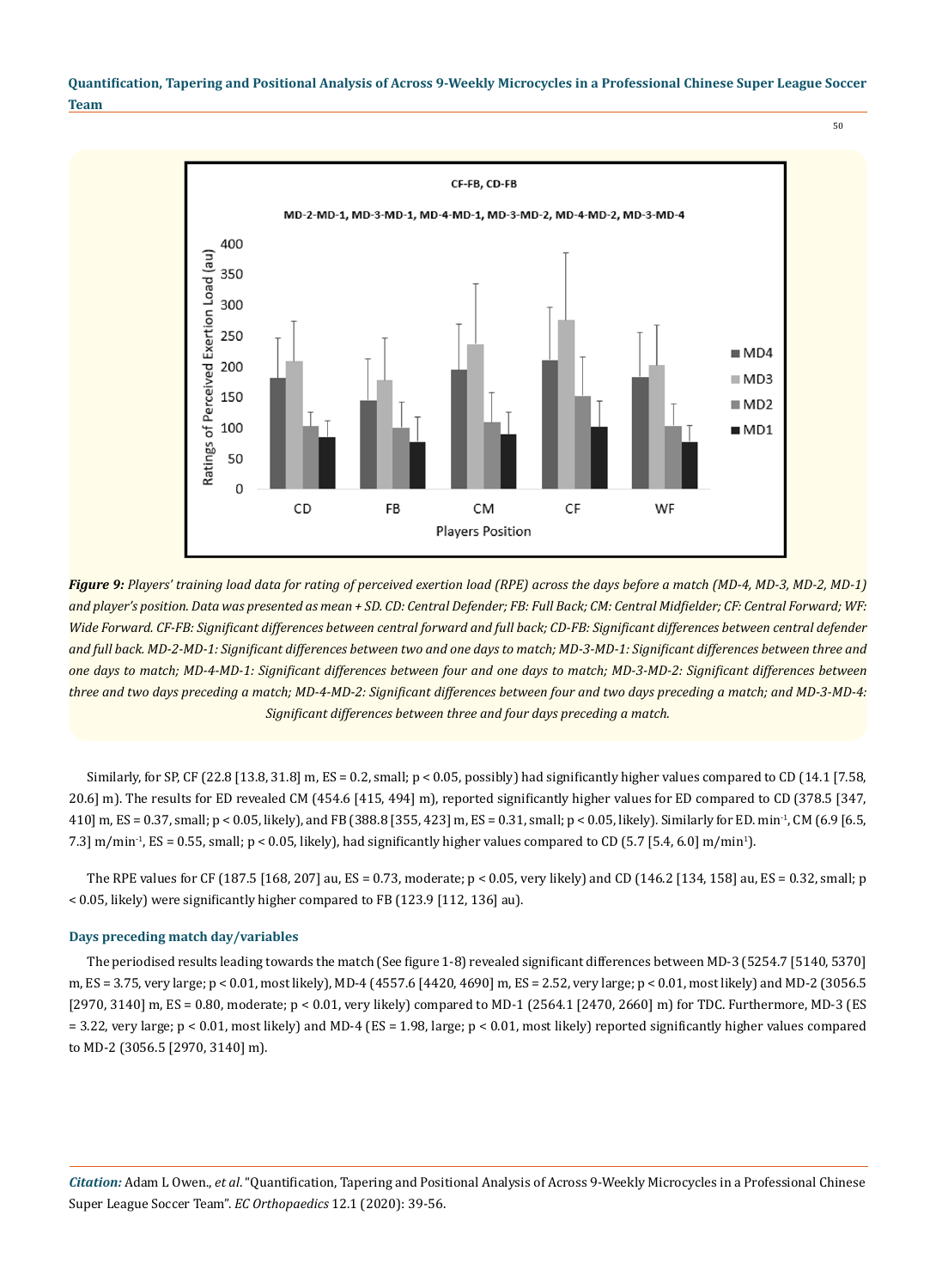*Figure 9: Players' training load data for rating of perceived exertion load (RPE) across the days before a match (MD-4, MD-3, MD-2, MD-1) and player's position. Data was presented as mean + SD. CD: Central Defender; FB: Full Back; CM: Central Midfielder; CF: Central Forward; WF: Wide Forward. CF-FB: Significant differences between central forward and full back; CD-FB: Significant differences between central defender and full back. MD-2-MD-1: Significant differences between two and one days to match; MD-3-MD-1: Significant differences between three and one days to match; MD-4-MD-1: Significant differences between four and one days to match; MD-3-MD-2: Significant differences between three and two days preceding a match; MD-4-MD-2: Significant differences between four and two days preceding a match; and MD-3-MD-4: Significant differences between three and four days preceding a match.*

Similarly, for SP, CF (22.8 [13.8, 31.8] m, ES = 0.2, small; $p < 0.05$, possibly) had significantly higher values compared to CD (14.1 [7.58, 20.6] m). The results for ED revealed CM (454.6 [415, 494] m), reported significantly higher values for ED compared to CD (378.5 [347, 410] m, ES = 0.37, small; $p < 0.05$, likely), and FB (388.8 [355, 423] m, ES = 0.31, small; $p < 0.05$, likely). Similarly for ED. $min^{-1}$, CM (6.9 [6.5, 7.3] $m/min^{-1}$, ES = 0.55, small; $p < 0.05$, likely), had significantly higher values compared to CD (5.7 [5.4, 6.0] $m/min^{1}$).

The RPE values for CF (187.5 [168, 207] au, ES = 0.73, moderate; $p < 0.05$, very likely) and CD (146.2 [134, 158] au, ES = 0.32, small; $p < 0.05$, likely) were significantly higher compared to FB (123.9 [112, 136] au).

### Days preceding match day/variables

The periodised results leading towards the match (See figure 1-8) revealed significant differences between MD-3 (5254.7 [5140, 5370] m, ES = 3.75, very large; $p < 0.01$, most likely), MD-4 (4557.6 [4420, 4690] m, ES = 2.52, very large; $p < 0.01$, most likely) and MD-2 (3056.5 [2970, 3140] m, ES = 0.80, moderate; $p < 0.01$, very likely) compared to MD-1 (2564.1 [2470, 2660] m) for TDC. Furthermore, MD-3 (ES = 3.22, very large; $p < 0.01$, most likely) and MD-4 (ES = 1.98, large; $p < 0.01$, most likely) reported significantly higher values compared to MD-2 (3056.5 [2970, 3140] m).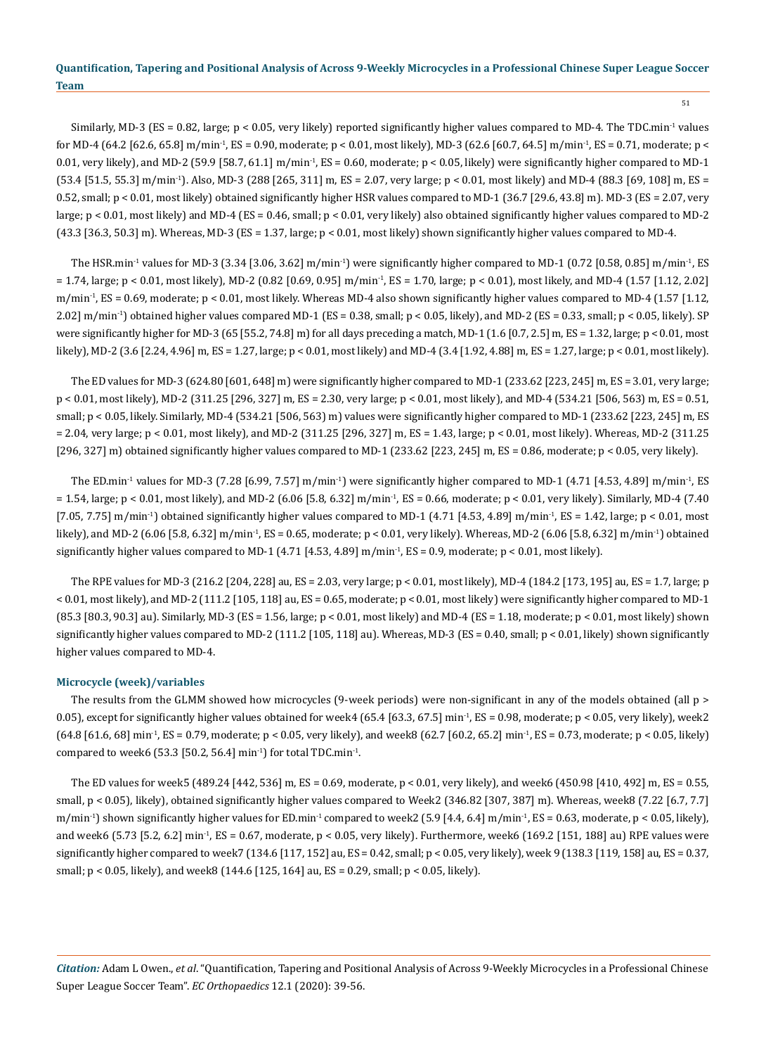Similarly, MD-3 (ES = 0.82, large; $p < 0.05$, very likely) reported significantly higher values compared to MD-4. The TDC.min$^{-1}$ values for MD-4 (64.2 [62.6, 65.8] m/min$^{-1}$, ES = 0.90, moderate; $p < 0.01$, most likely), MD-3 (62.6 [60.7, 64.5] m/min$^{-1}$, ES = 0.71, moderate; $p < 0.01$, very likely), and MD-2 (59.9 [58.7, 61.1] m/min$^{-1}$, ES = 0.60, moderate; $p < 0.05$, likely) were significantly higher compared to MD-1 (53.4 [51.5, 55.3] m/min$^{-1}$). Also, MD-3 (288 [265, 311] m, ES = 2.07, very large; $p < 0.01$, most likely) and MD-4 (88.3 [69, 108] m, ES = 0.52, small; $p < 0.01$, most likely) obtained significantly higher HSR values compared to MD-1 (36.7 [29.6, 43.8] m). MD-3 (ES = 2.07, very large; $p < 0.01$, most likely) and MD-4 (ES = 0.46, small; $p < 0.01$, very likely) also obtained significantly higher values compared to MD-2 (43.3 [36.3, 50.3] m). Whereas, MD-3 (ES = 1.37, large; $p < 0.01$, most likely) shown significantly higher values compared to MD-4.

The HSR.min$^{-1}$ values for MD-3 (3.34 [3.06, 3.62] m/min$^{-1}$) were significantly higher compared to MD-1 (0.72 [0.58, 0.85] m/min$^{-1}$, ES = 1.74, large; $p < 0.01$, most likely), MD-2 (0.82 [0.69, 0.95] m/min$^{-1}$, ES = 1.70, large; $p < 0.01$), most likely, and MD-4 (1.57 [1.12, 2.02] m/min$^{-1}$, ES = 0.69, moderate; $p < 0.01$, most likely. Whereas MD-4 also shown significantly higher values compared to MD-4 (1.57 [1.12, 2.02] m/min$^{-1}$) obtained higher values compared MD-1 (ES = 0.38, small; $p < 0.05$, likely), and MD-2 (ES = 0.33, small; $p < 0.05$, likely). SP were significantly higher for MD-3 (65 [55.2, 74.8] m) for all days preceding a match, MD-1 (1.6 [0.7, 2.5] m, ES = 1.32, large; $p < 0.01$, most likely), MD-2 (3.6 [2.24, 4.96] m, ES = 1.27, large; $p < 0.01$, most likely) and MD-4 (3.4 [1.92, 4.88] m, ES = 1.27, large; $p < 0.01$, most likely).

The ED values for MD-3 (624.80 [601, 648] m) were significantly higher compared to MD-1 (233.62 [223, 245] m, ES = 3.01, very large; $p < 0.01$, most likely), MD-2 (311.25 [296, 327] m, ES = 2.30, very large; $p < 0.01$, most likely), and MD-4 (534.21 [506, 563] m, ES = 0.51, small; $p < 0.05$, likely. Similarly, MD-4 (534.21 [506, 563] m) values were significantly higher compared to MD-1 (233.62 [223, 245] m, ES = 2.04, very large; $p < 0.01$, most likely), and MD-2 (311.25 [296, 327] m, ES = 1.43, large; $p < 0.01$, most likely). Whereas, MD-2 (311.25 [296, 327] m) obtained significantly higher values compared to MD-1 (233.62 [223, 245] m, ES = 0.86, moderate; $p < 0.05$, very likely).

The ED.min$^{-1}$ values for MD-3 (7.28 [6.99, 7.57] m/min$^{-1}$) were significantly higher compared to MD-1 (4.71 [4.53, 4.89] m/min$^{-1}$, ES = 1.54, large; $p < 0.01$, most likely), and MD-2 (6.06 [5.8, 6.32] m/min$^{-1}$, ES = 0.66, moderate; $p < 0.01$, very likely). Similarly, MD-4 (7.40 [7.05, 7.75] m/min$^{-1}$) obtained significantly higher values compared to MD-1 (4.71 [4.53, 4.89] m/min$^{-1}$, ES = 1.42, large; $p < 0.01$, most likely), and MD-2 (6.06 [5.8, 6.32] m/min$^{-1}$, ES = 0.65, moderate; $p < 0.01$, very likely). Whereas, MD-2 (6.06 [5.8, 6.32] m/min$^{-1}$) obtained significantly higher values compared to MD-1 (4.71 [4.53, 4.89] m/min$^{-1}$, ES = 0.9, moderate; $p < 0.01$, most likely).

The RPE values for MD-3 (216.2 [204, 228] au, ES = 2.03, very large; $p < 0.01$, most likely), MD-4 (184.2 [173, 195] au, ES = 1.7, large; $p < 0.01$, most likely), and MD-2 (111.2 [105, 118] au, ES = 0.65, moderate; $p < 0.01$, most likely) were significantly higher compared to MD-1 (85.3 [80.3, 90.3] au). Similarly, MD-3 (ES = 1.56, large; $p < 0.01$, most likely) and MD-4 (ES = 1.18, moderate; $p < 0.01$, most likely) shown significantly higher values compared to MD-2 (111.2 [105, 118] au). Whereas, MD-3 (ES = 0.40, small; $p < 0.01$, likely) shown significantly higher values compared to MD-4.

### Microcycle (week)/variables

The results from the GLMM showed how microcycles (9-week periods) were non-significant in any of the models obtained (all $p > 0.05$), except for significantly higher values obtained for week4 (65.4 [63.3, 67.5] min$^{-1}$, ES = 0.98, moderate; $p < 0.05$, very likely), week2 (64.8 [61.6, 68] min$^{-1}$, ES = 0.79, moderate; $p < 0.05$, very likely), and week8 (62.7 [60.2, 65.2] min$^{-1}$, ES = 0.73, moderate; $p < 0.05$, likely) compared to week6 (53.3 [50.2, 56.4] min$^{-1}$) for total TDC.min$^{-1}$.

The ED values for week5 (489.24 [442, 536] m, ES = 0.69, moderate, $p < 0.01$, very likely), and week6 (450.98 [410, 492] m, ES = 0.55, small, $p < 0.05$), likely), obtained significantly higher values compared to Week2 (346.82 [307, 387] m). Whereas, week8 (7.22 [6.7, 7.7] m/min$^{-1}$) shown significantly higher values for ED.min$^{-1}$ compared to week2 (5.9 [4.4, 6.4] m/min$^{-1}$, ES = 0.63, moderate, $p < 0.05$, likely), and week6 (5.73 [5.2, 6.2] min$^{-1}$, ES = 0.67, moderate, $p < 0.05$, very likely). Furthermore, week6 (169.2 [151, 188] au) RPE values were significantly higher compared to week7 (134.6 [117, 152] au, ES = 0.42, small; $p < 0.05$, very likely), week 9 (138.3 [119, 158] au, ES = 0.37, small; $p < 0.05$, likely), and week8 (144.6 [125, 164] au, ES = 0.29, small; $p < 0.05$, likely).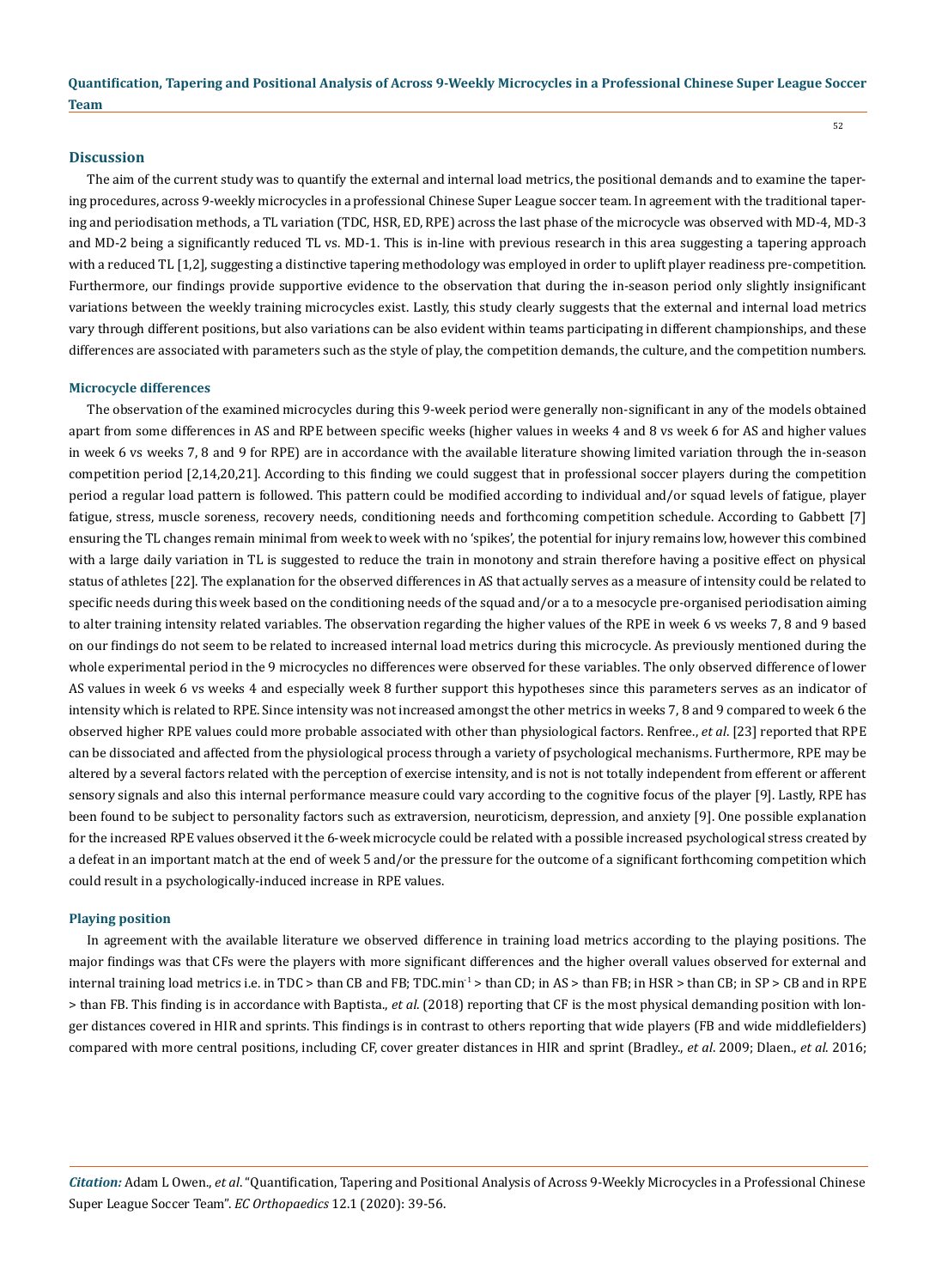## Discussion

The aim of the current study was to quantify the external and internal load metrics, the positional demands and to examine the tapering procedures, across 9-weekly microcycles in a professional Chinese Super League soccer team. In agreement with the traditional tapering and periodisation methods, a TL variation (TDC, HSR, ED, RPE) across the last phase of the microcycle was observed with MD-4, MD-3 and MD-2 being a significantly reduced TL vs. MD-1. This is in-line with previous research in this area suggesting a tapering approach with a reduced TL [1,2], suggesting a distinctive tapering methodology was employed in order to uplift player readiness pre-competition. Furthermore, our findings provide supportive evidence to the observation that during the in-season period only slightly insignificant variations between the weekly training microcycles exist. Lastly, this study clearly suggests that the external and internal load metrics vary through different positions, but also variations can be also evident within teams participating in different championships, and these differences are associated with parameters such as the style of play, the competition demands, the culture, and the competition numbers.

### Microcycle differences

The observation of the examined microcycles during this 9-week period were generally non-significant in any of the models obtained apart from some differences in AS and RPE between specific weeks (higher values in weeks 4 and 8 vs week 6 for AS and higher values in week 6 vs weeks 7, 8 and 9 for RPE) are in accordance with the available literature showing limited variation through the in-season competition period [2,14,20,21]. According to this finding we could suggest that in professional soccer players during the competition period a regular load pattern is followed. This pattern could be modified according to individual and/or squad levels of fatigue, player fatigue, stress, muscle soreness, recovery needs, conditioning needs and forthcoming competition schedule. According to Gabbett [7] ensuring the TL changes remain minimal from week to week with no 'spikes', the potential for injury remains low, however this combined with a large daily variation in TL is suggested to reduce the train in monotony and strain therefore having a positive effect on physical status of athletes [22]. The explanation for the observed differences in AS that actually serves as a measure of intensity could be related to specific needs during this week based on the conditioning needs of the squad and/or a to a mesocycle pre-organised periodisation aiming to alter training intensity related variables. The observation regarding the higher values of the RPE in week 6 vs weeks 7, 8 and 9 based on our findings do not seem to be related to increased internal load metrics during this microcycle. As previously mentioned during the whole experimental period in the 9 microcycles no differences were observed for these variables. The only observed difference of lower AS values in week 6 vs weeks 4 and especially week 8 further support this hypotheses since this parameters serves as an indicator of intensity which is related to RPE. Since intensity was not increased amongst the other metrics in weeks 7, 8 and 9 compared to week 6 the observed higher RPE values could more probable associated with other than physiological factors. Renfree., *et al*. [23] reported that RPE can be dissociated and affected from the physiological process through a variety of psychological mechanisms. Furthermore, RPE may be altered by a several factors related with the perception of exercise intensity, and is not is not totally independent from efferent or afferent sensory signals and also this internal performance measure could vary according to the cognitive focus of the player [9]. Lastly, RPE has been found to be subject to personality factors such as extraversion, neuroticism, depression, and anxiety [9]. One possible explanation for the increased RPE values observed it the 6-week microcycle could be related with a possible increased psychological stress created by a defeat in an important match at the end of week 5 and/or the pressure for the outcome of a significant forthcoming competition which could result in a psychologically-induced increase in RPE values.

### Playing position

In agreement with the available literature we observed difference in training load metrics according to the playing positions. The major findings was that CFs were the players with more significant differences and the higher overall values observed for external and internal training load metrics i.e. in TDC > than CB and FB; TDC.min$^{-1}$ > than CD; in AS > than FB; in HSR > than CB; in SP > CB and in RPE > than FB. This finding is in accordance with Baptista., *et al*. (2018) reporting that CF is the most physical demanding position with longer distances covered in HIR and sprints. This findings is in contrast to others reporting that wide players (FB and wide middlefielders) compared with more central positions, including CF, cover greater distances in HIR and sprint (Bradley., *et al*. 2009; Dlaen., *et al*. 2016;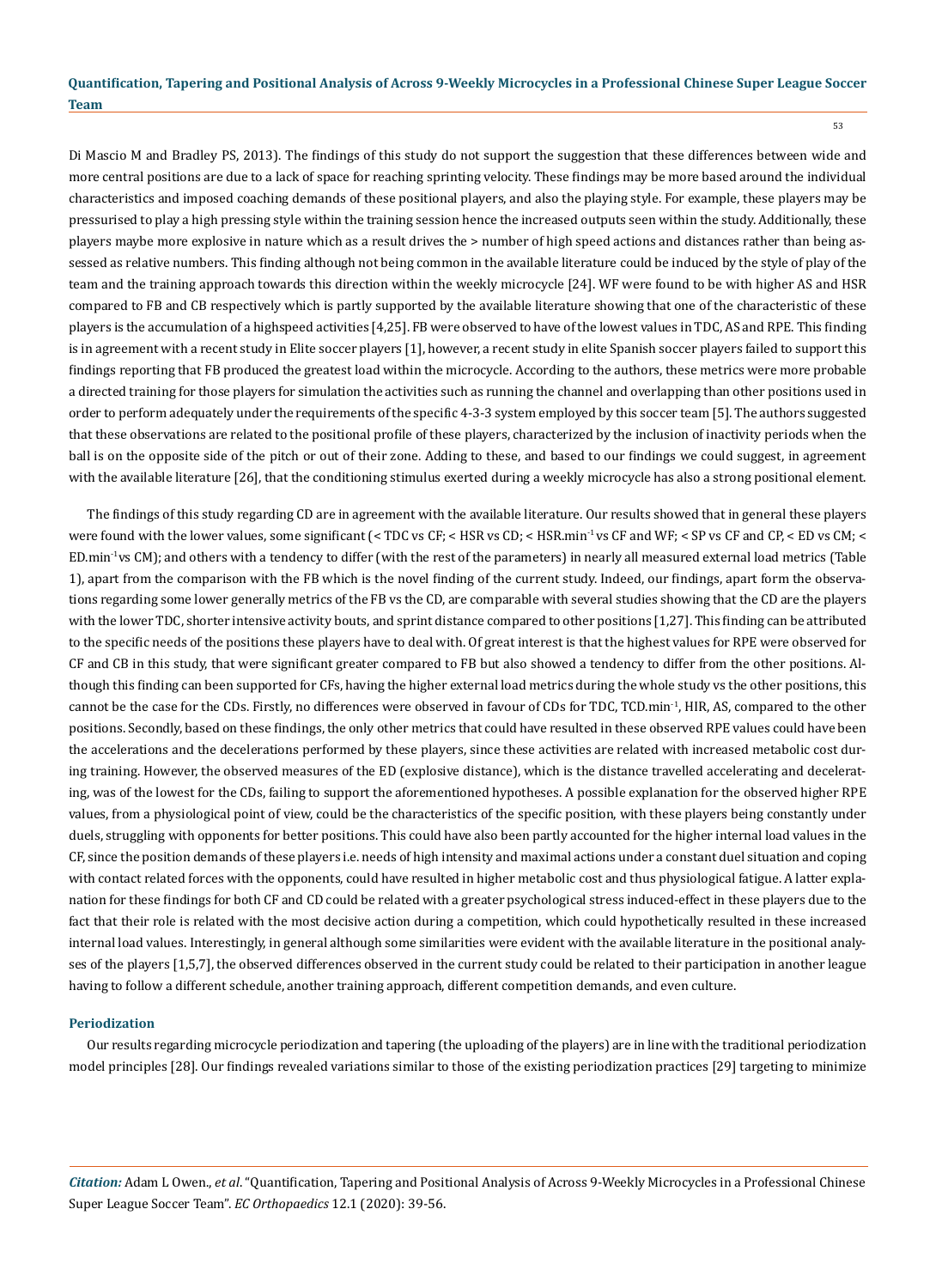Di Mascio M and Bradley PS, 2013). The findings of this study do not support the suggestion that these differences between wide and more central positions are due to a lack of space for reaching sprinting velocity. These findings may be more based around the individual characteristics and imposed coaching demands of these positional players, and also the playing style. For example, these players may be pressurised to play a high pressing style within the training session hence the increased outputs seen within the study. Additionally, these players maybe more explosive in nature which as a result drives the > number of high speed actions and distances rather than being assessed as relative numbers. This finding although not being common in the available literature could be induced by the style of play of the team and the training approach towards this direction within the weekly microcycle [24]. WF were found to be with higher AS and HSR compared to FB and CB respectively which is partly supported by the available literature showing that one of the characteristic of these players is the accumulation of a highspeed activities [4,25]. FB were observed to have of the lowest values in TDC, AS and RPE. This finding is in agreement with a recent study in Elite soccer players [1], however, a recent study in elite Spanish soccer players failed to support this findings reporting that FB produced the greatest load within the microcycle. According to the authors, these metrics were more probable a directed training for those players for simulation the activities such as running the channel and overlapping than other positions used in order to perform adequately under the requirements of the specific 4-3-3 system employed by this soccer team [5]. The authors suggested that these observations are related to the positional profile of these players, characterized by the inclusion of inactivity periods when the ball is on the opposite side of the pitch or out of their zone. Adding to these, and based to our findings we could suggest, in agreement with the available literature [26], that the conditioning stimulus exerted during a weekly microcycle has also a strong positional element.

The findings of this study regarding CD are in agreement with the available literature. Our results showed that in general these players were found with the lower values, some significant (< TDC vs CF; < HSR vs CD; < HSR.min$^{-1}$ vs CF and WF; < SP vs CF and CP, < ED vs CM; < ED.min$^{-1}$vs CM); and others with a tendency to differ (with the rest of the parameters) in nearly all measured external load metrics (Table 1), apart from the comparison with the FB which is the novel finding of the current study. Indeed, our findings, apart form the observations regarding some lower generally metrics of the FB vs the CD, are comparable with several studies showing that the CD are the players with the lower TDC, shorter intensive activity bouts, and sprint distance compared to other positions [1,27]. This finding can be attributed to the specific needs of the positions these players have to deal with. Of great interest is that the highest values for RPE were observed for CF and CB in this study, that were significant greater compared to FB but also showed a tendency to differ from the other positions. Although this finding can been supported for CFs, having the higher external load metrics during the whole study vs the other positions, this cannot be the case for the CDs. Firstly, no differences were observed in favour of CDs for TDC, TCD.min$^{-1}$, HIR, AS, compared to the other positions. Secondly, based on these findings, the only other metrics that could have resulted in these observed RPE values could have been the accelerations and the decelerations performed by these players, since these activities are related with increased metabolic cost during training. However, the observed measures of the ED (explosive distance), which is the distance travelled accelerating and decelerating, was of the lowest for the CDs, failing to support the aforementioned hypotheses. A possible explanation for the observed higher RPE values, from a physiological point of view, could be the characteristics of the specific position, with these players being constantly under duels, struggling with opponents for better positions. This could have also been partly accounted for the higher internal load values in the CF, since the position demands of these players i.e. needs of high intensity and maximal actions under a constant duel situation and coping with contact related forces with the opponents, could have resulted in higher metabolic cost and thus physiological fatigue. A latter explanation for these findings for both CF and CD could be related with a greater psychological stress induced-effect in these players due to the fact that their role is related with the most decisive action during a competition, which could hypothetically resulted in these increased internal load values. Interestingly, in general although some similarities were evident with the available literature in the positional analyses of the players [1,5,7], the observed differences observed in the current study could be related to their participation in another league having to follow a different schedule, another training approach, different competition demands, and even culture.

### Periodization

Our results regarding microcycle periodization and tapering (the uploading of the players) are in line with the traditional periodization model principles [28]. Our findings revealed variations similar to those of the existing periodization practices [29] targeting to minimize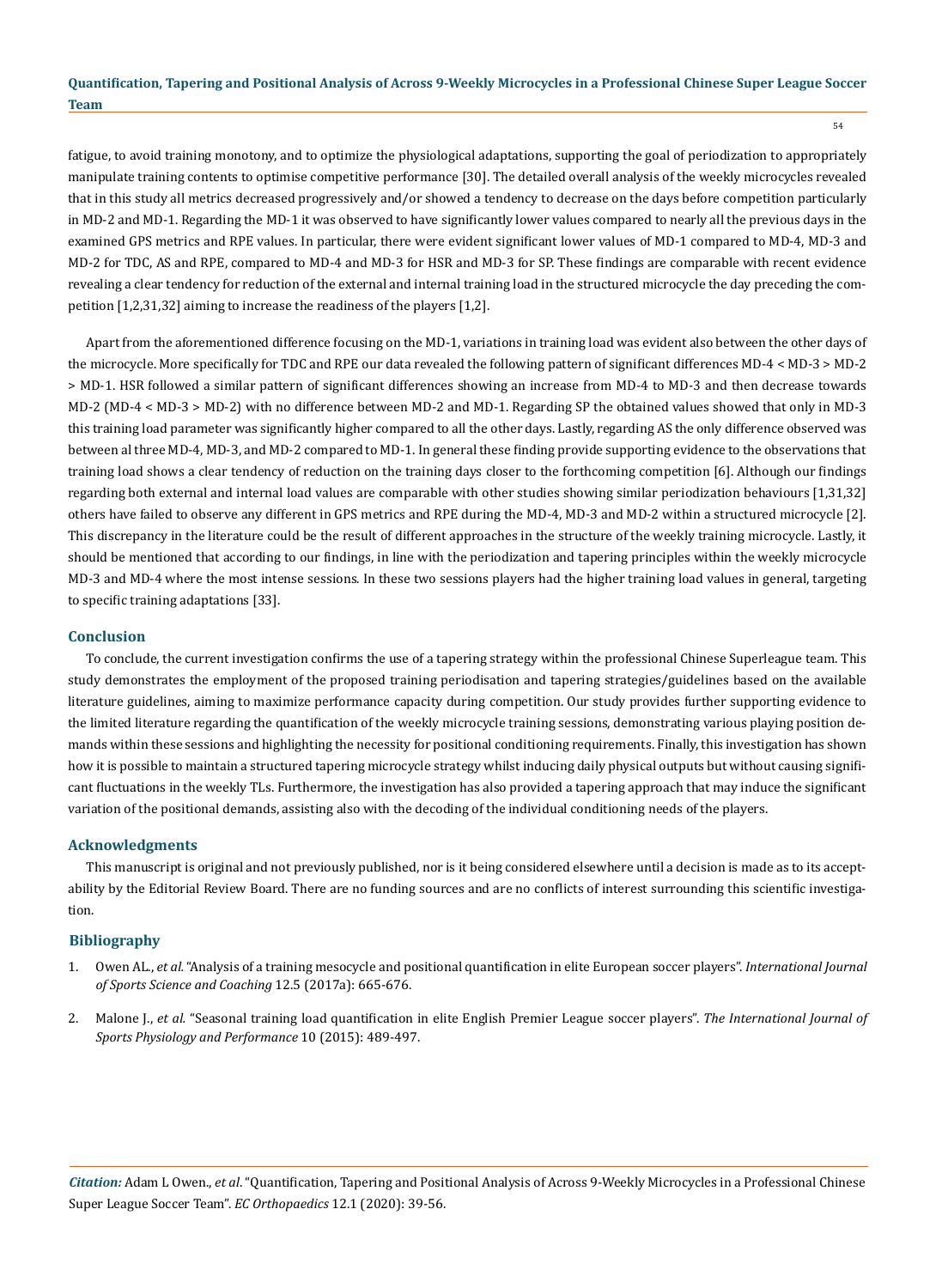fatigue, to avoid training monotony, and to optimize the physiological adaptations, supporting the goal of periodization to appropriately manipulate training contents to optimise competitive performance [30]. The detailed overall analysis of the weekly microcycles revealed that in this study all metrics decreased progressively and/or showed a tendency to decrease on the days before competition particularly in MD-2 and MD-1. Regarding the MD-1 it was observed to have significantly lower values compared to nearly all the previous days in the examined GPS metrics and RPE values. In particular, there were evident significant lower values of MD-1 compared to MD-4, MD-3 and MD-2 for TDC, AS and RPE, compared to MD-4 and MD-3 for HSR and MD-3 for SP. These findings are comparable with recent evidence revealing a clear tendency for reduction of the external and internal training load in the structured microcycle the day preceding the competition [1,2,31,32] aiming to increase the readiness of the players [1,2].

Apart from the aforementioned difference focusing on the MD-1, variations in training load was evident also between the other days of the microcycle. More specifically for TDC and RPE our data revealed the following pattern of significant differences MD-4 < MD-3 > MD-2 > MD-1. HSR followed a similar pattern of significant differences showing an increase from MD-4 to MD-3 and then decrease towards MD-2 (MD-4 < MD-3 > MD-2) with no difference between MD-2 and MD-1. Regarding SP the obtained values showed that only in MD-3 this training load parameter was significantly higher compared to all the other days. Lastly, regarding AS the only difference observed was between al three MD-4, MD-3, and MD-2 compared to MD-1. In general these finding provide supporting evidence to the observations that training load shows a clear tendency of reduction on the training days closer to the forthcoming competition [6]. Although our findings regarding both external and internal load values are comparable with other studies showing similar periodization behaviours [1,31,32] others have failed to observe any different in GPS metrics and RPE during the MD-4, MD-3 and MD-2 within a structured microcycle [2]. This discrepancy in the literature could be the result of different approaches in the structure of the weekly training microcycle. Lastly, it should be mentioned that according to our findings, in line with the periodization and tapering principles within the weekly microcycle MD-3 and MD-4 where the most intense sessions. In these two sessions players had the higher training load values in general, targeting to specific training adaptations [33].

## Conclusion

To conclude, the current investigation confirms the use of a tapering strategy within the professional Chinese Superleague team. This study demonstrates the employment of the proposed training periodisation and tapering strategies/guidelines based on the available literature guidelines, aiming to maximize performance capacity during competition. Our study provides further supporting evidence to the limited literature regarding the quantification of the weekly microcycle training sessions, demonstrating various playing position demands within these sessions and highlighting the necessity for positional conditioning requirements. Finally, this investigation has shown how it is possible to maintain a structured tapering microcycle strategy whilst inducing daily physical outputs but without causing significant fluctuations in the weekly TLs. Furthermore, the investigation has also provided a tapering approach that may induce the significant variation of the positional demands, assisting also with the decoding of the individual conditioning needs of the players.

## Acknowledgments

This manuscript is original and not previously published, nor is it being considered elsewhere until a decision is made as to its acceptability by the Editorial Review Board. There are no funding sources and are no conflicts of interest surrounding this scientific investigation.

## Bibliography

1. Owen AL., *et al.* "Analysis of a training mesocycle and positional quantification in elite European soccer players". *International Journal of Sports Science and Coaching* 12.5 (2017a): 665-676.
2. Malone J., *et al.* "Seasonal training load quantification in elite English Premier League soccer players". *The International Journal of Sports Physiology and Performance* 10 (2015): 489-497.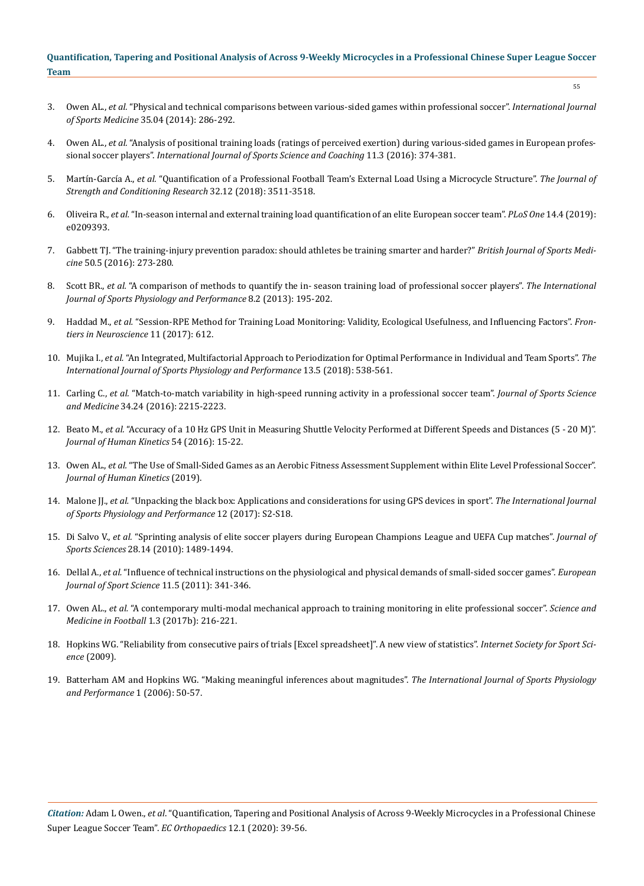3. Owen AL., *et al.* "Physical and technical comparisons between various-sided games within professional soccer". *International Journal of Sports Medicine* 35.04 (2014): 286-292.

4. Owen AL., *et al.* "Analysis of positional training loads (ratings of perceived exertion) during various-sided games in European professional soccer players". *International Journal of Sports Science and Coaching* 11.3 (2016): 374-381.

5. Martín-García A., *et al.* "Quantification of a Professional Football Team's External Load Using a Microcycle Structure". *The Journal of Strength and Conditioning Research* 32.12 (2018): 3511-3518.

6. Oliveira R., *et al.* "In-season internal and external training load quantification of an elite European soccer team". *PLoS One* 14.4 (2019): e0209393.

7. Gabbett TJ. "The training-injury prevention paradox: should athletes be training smarter and harder?" *British Journal of Sports Medicine* 50.5 (2016): 273-280.

8. Scott BR., *et al.* "A comparison of methods to quantify the in- season training load of professional soccer players". *The International Journal of Sports Physiology and Performance* 8.2 (2013): 195-202.

9. Haddad M., *et al.* "Session-RPE Method for Training Load Monitoring: Validity, Ecological Usefulness, and Influencing Factors". *Frontiers in Neuroscience* 11 (2017): 612.

10. Mujika I., *et al.* "An Integrated, Multifactorial Approach to Periodization for Optimal Performance in Individual and Team Sports". *The International Journal of Sports Physiology and Performance* 13.5 (2018): 538-561.

11. Carling C., *et al.* "Match-to-match variability in high-speed running activity in a professional soccer team". *Journal of Sports Science and Medicine* 34.24 (2016): 2215-2223.

12. Beato M., *et al.* "Accuracy of a 10 Hz GPS Unit in Measuring Shuttle Velocity Performed at Different Speeds and Distances (5 - 20 M)". *Journal of Human Kinetics* 54 (2016): 15-22.

13. Owen AL., *et al.* "The Use of Small-Sided Games as an Aerobic Fitness Assessment Supplement within Elite Level Professional Soccer". *Journal of Human Kinetics* (2019).

14. Malone JJ., *et al.* "Unpacking the black box: Applications and considerations for using GPS devices in sport". *The International Journal of Sports Physiology and Performance* 12 (2017): S2-S18.

15. Di Salvo V., *et al.* "Sprinting analysis of elite soccer players during European Champions League and UEFA Cup matches". *Journal of Sports Sciences* 28.14 (2010): 1489-1494.

16. Dellal A., *et al.* "Influence of technical instructions on the physiological and physical demands of small-sided soccer games". *European Journal of Sport Science* 11.5 (2011): 341-346.

17. Owen AL., *et al.* "A contemporary multi-modal mechanical approach to training monitoring in elite professional soccer". *Science and Medicine in Football* 1.3 (2017b): 216-221.

18. Hopkins WG. "Reliability from consecutive pairs of trials [Excel spreadsheet]". A new view of statistics". *Internet Society for Sport Science* (2009).

19. Batterham AM and Hopkins WG. "Making meaningful inferences about magnitudes". *The International Journal of Sports Physiology and Performance* 1 (2006): 50-57.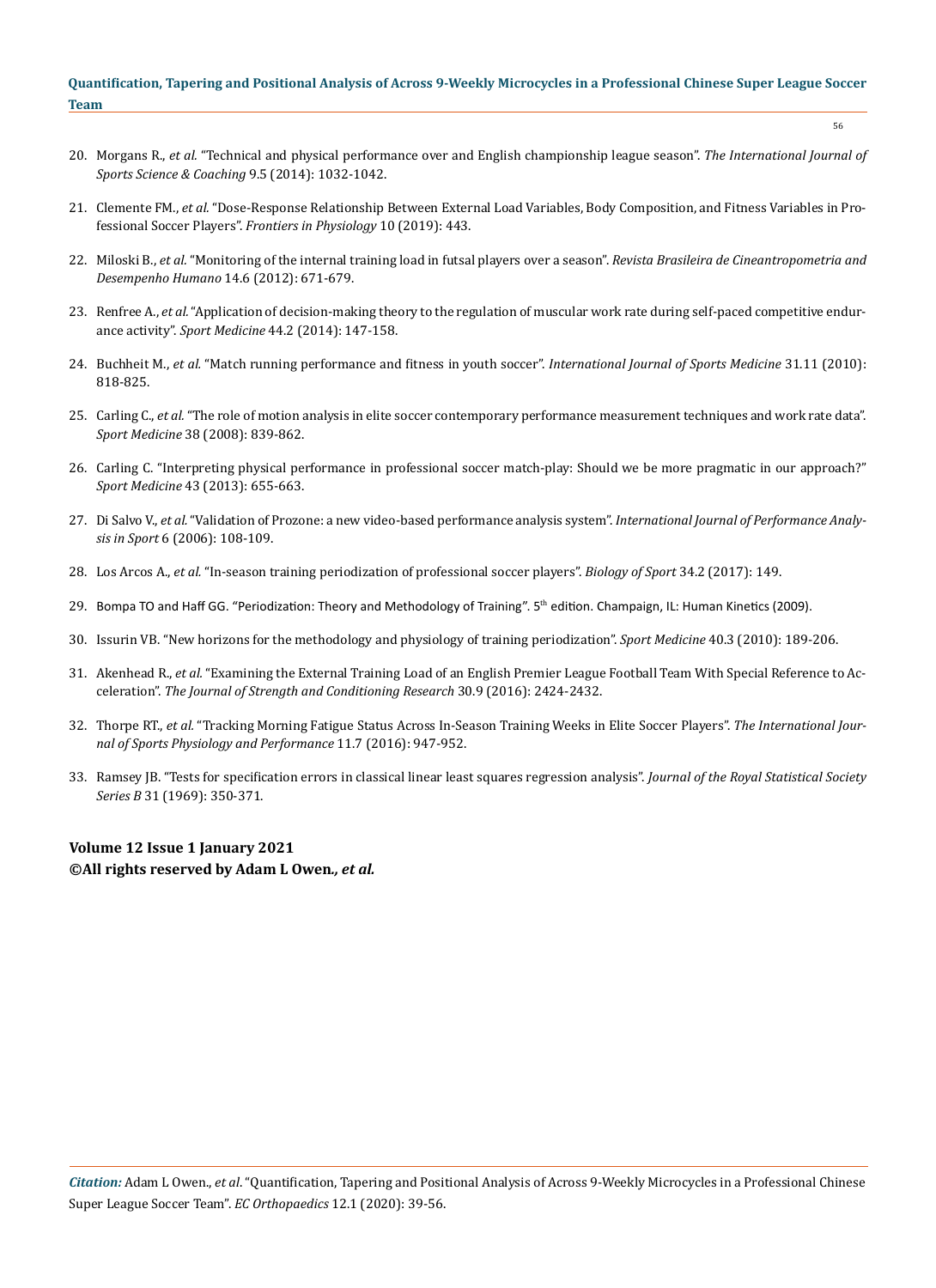20. Morgans R., *et al.* "Technical and physical performance over and English championship league season". *The International Journal of Sports Science & Coaching* 9.5 (2014): 1032-1042.

21. Clemente FM., *et al.* "Dose-Response Relationship Between External Load Variables, Body Composition, and Fitness Variables in Professional Soccer Players". *Frontiers in Physiology* 10 (2019): 443.

22. Miloski B., *et al.* "Monitoring of the internal training load in futsal players over a season". *Revista Brasileira de Cineantropometria and Desempenho Humano* 14.6 (2012): 671-679.

23. Renfree A., *et al.* "Application of decision-making theory to the regulation of muscular work rate during self-paced competitive endurance activity". *Sport Medicine* 44.2 (2014): 147-158.

24. Buchheit M., *et al.* "Match running performance and fitness in youth soccer". *International Journal of Sports Medicine* 31.11 (2010): 818-825.

25. Carling C., *et al.* "The role of motion analysis in elite soccer contemporary performance measurement techniques and work rate data". *Sport Medicine* 38 (2008): 839-862.

26. Carling C. "Interpreting physical performance in professional soccer match-play: Should we be more pragmatic in our approach?" *Sport Medicine* 43 (2013): 655-663.

27. Di Salvo V., *et al.* "Validation of Prozone: a new video-based performance analysis system". *International Journal of Performance Analysis in Sport* 6 (2006): 108-109.

28. Los Arcos A., *et al.* "In-season training periodization of professional soccer players". *Biology of Sport* 34.2 (2017): 149.

29. Bompa TO and Haff GG. "Periodization: Theory and Methodology of Training". 5th edition. Champaign, IL: Human Kinetics (2009).

30. Issurin VB. "New horizons for the methodology and physiology of training periodization". *Sport Medicine* 40.3 (2010): 189-206.

31. Akenhead R., *et al.* "Examining the External Training Load of an English Premier League Football Team With Special Reference to Acceleration". *The Journal of Strength and Conditioning Research* 30.9 (2016): 2424-2432.

32. Thorpe RT., *et al.* "Tracking Morning Fatigue Status Across In-Season Training Weeks in Elite Soccer Players". *The International Journal of Sports Physiology and Performance* 11.7 (2016): 947-952.

33. Ramsey JB. "Tests for specification errors in classical linear least squares regression analysis". *Journal of the Royal Statistical Society Series B* 31 (1969): 350-371.

**Volume 12 Issue 1 January 2021**
**©All rights reserved by Adam L Owen*., et al.***